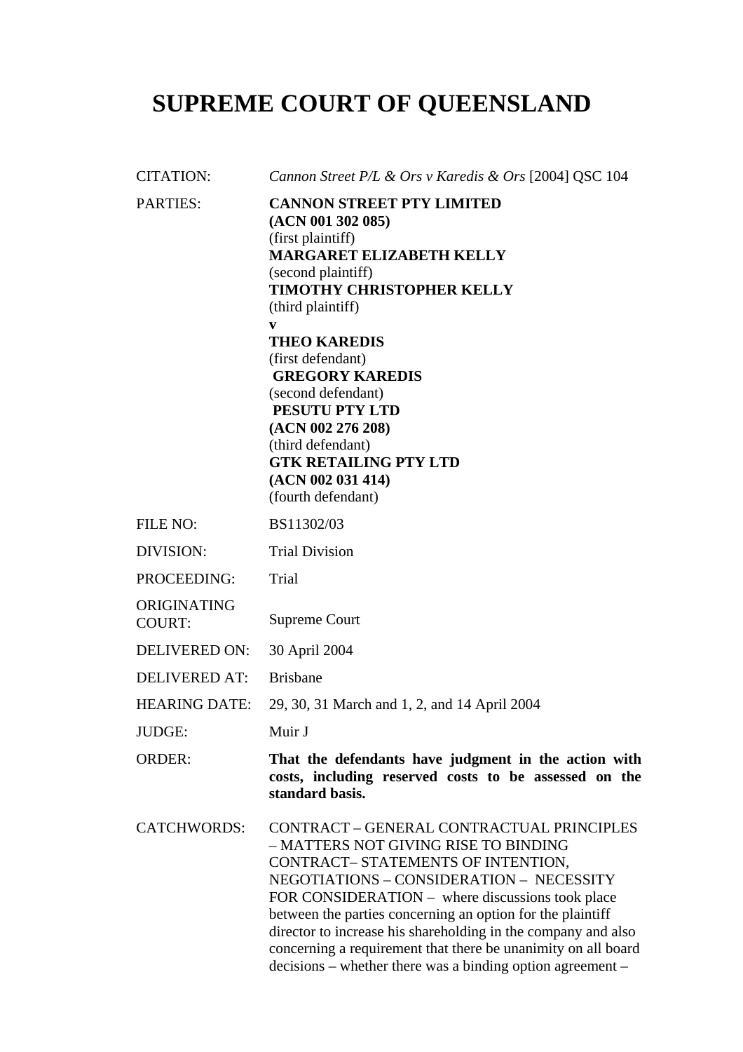# SUPREME COURT OF QUEENSLAND

| | |
|---|---|
| CITATION: | *Cannon Street P/L & Ors v Karedis & Ors* [2004] QSC 104 |
| PARTIES: | **CANNON STREET PTY LIMITED (ACN 001 302 085)** (first plaintiff) **MARGARET ELIZABETH KELLY** (second plaintiff) **TIMOTHY CHRISTOPHER KELLY** (third plaintiff) **v** **THEO KAREDIS** (first defendant) **GREGORY KAREDIS** (second defendant) **PESUTU PTY LTD (ACN 002 276 208)** (third defendant) **GTK RETAILING PTY LTD (ACN 002 031 414)** (fourth defendant) |
| FILE NO: | BS11302/03 |
| DIVISION: | Trial Division |
| PROCEEDING: | Trial |
| ORIGINATING COURT: | Supreme Court |
| DELIVERED ON: | 30 April 2004 |
| DELIVERED AT: | Brisbane |
| HEARING DATE: | 29, 30, 31 March and 1, 2, and 14 April 2004 |
| JUDGE: | Muir J |
| ORDER: | **That the defendants have judgment in the action with costs, including reserved costs to be assessed on the standard basis.** |
| CATCHWORDS: | CONTRACT – GENERAL CONTRACTUAL PRINCIPLES – MATTERS NOT GIVING RISE TO BINDING CONTRACT– STATEMENTS OF INTENTION, NEGOTIATIONS – CONSIDERATION – NECESSITY FOR CONSIDERATION – where discussions took place between the parties concerning an option for the plaintiff director to increase his shareholding in the company and also concerning a requirement that there be unanimity on all board decisions – whether there was a binding option agreement – |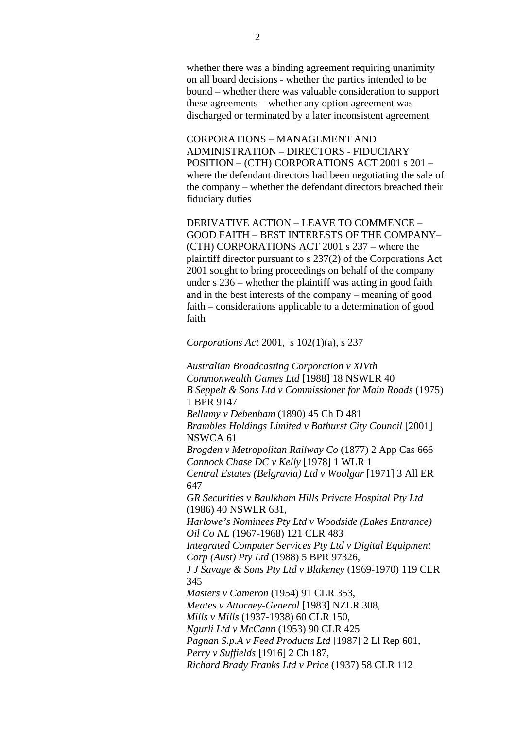whether there was a binding agreement requiring unanimity on all board decisions - whether the parties intended to be bound – whether there was valuable consideration to support these agreements – whether any option agreement was discharged or terminated by a later inconsistent agreement

CORPORATIONS – MANAGEMENT AND ADMINISTRATION – DIRECTORS - FIDUCIARY POSITION – (CTH) CORPORATIONS ACT 2001 s 201 – where the defendant directors had been negotiating the sale of the company – whether the defendant directors breached their fiduciary duties

DERIVATIVE ACTION – LEAVE TO COMMENCE – GOOD FAITH – BEST INTERESTS OF THE COMPANY– (CTH) CORPORATIONS ACT 2001 s 237 – where the plaintiff director pursuant to s 237(2) of the Corporations Act 2001 sought to bring proceedings on behalf of the company under s 236 – whether the plaintiff was acting in good faith and in the best interests of the company – meaning of good faith – considerations applicable to a determination of good faith

*Corporations Act* 2001, s 102(1)(a), s 237

*Australian Broadcasting Corporation v XIVth Commonwealth Games Ltd* [1988] 18 NSWLR 40
*B Seppelt & Sons Ltd v Commissioner for Main Roads* (1975) 1 BPR 9147
*Bellamy v Debenham* (1890) 45 Ch D 481
*Brambles Holdings Limited v Bathurst City Council* [2001] NSWCA 61
*Brogden v Metropolitan Railway Co* (1877) 2 App Cas 666
*Cannock Chase DC v Kelly* [1978] 1 WLR 1
*Central Estates (Belgravia) Ltd v Woolgar* [1971] 3 All ER 647
*GR Securities v Baulkham Hills Private Hospital Pty Ltd* (1986) 40 NSWLR 631,
*Harlowe's Nominees Pty Ltd v Woodside (Lakes Entrance) Oil Co NL* (1967-1968) 121 CLR 483
*Integrated Computer Services Pty Ltd v Digital Equipment Corp (Aust) Pty Ltd* (1988) 5 BPR 97326,
*J J Savage & Sons Pty Ltd v Blakeney* (1969-1970) 119 CLR 345
*Masters v Cameron* (1954) 91 CLR 353,
*Meates v Attorney-General* [1983] NZLR 308,
*Mills v Mills* (1937-1938) 60 CLR 150,
*Ngurli Ltd v McCann* (1953) 90 CLR 425
*Pagnan S.p.A v Feed Products Ltd* [1987] 2 Ll Rep 601,
*Perry v Suffields* [1916] 2 Ch 187,
*Richard Brady Franks Ltd v Price* (1937) 58 CLR 112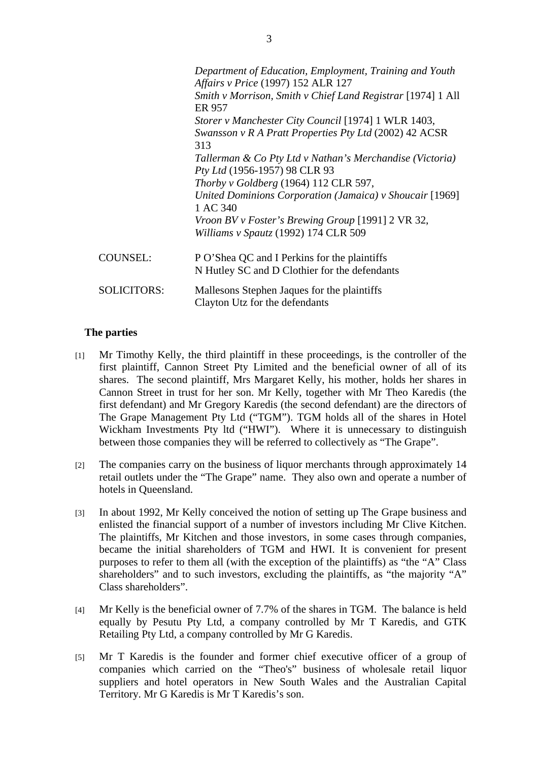*Department of Education, Employment, Training and Youth Affairs v Price* (1997) 152 ALR 127
*Smith v Morrison, Smith v Chief Land Registrar* [1974] 1 All ER 957
*Storer v Manchester City Council* [1974] 1 WLR 1403,
*Swansson v R A Pratt Properties Pty Ltd* (2002) 42 ACSR 313
*Tallerman & Co Pty Ltd v Nathan's Merchandise (Victoria) Pty Ltd* (1956-1957) 98 CLR 93
*Thorby v Goldberg* (1964) 112 CLR 597,
*United Dominions Corporation (Jamaica) v Shoucair* [1969] 1 AC 340
*Vroon BV v Foster's Brewing Group* [1991] 2 VR 32,
*Williams v Spautz* (1992) 174 CLR 509

COUNSEL: P O'Shea QC and I Perkins for the plaintiffs
N Hutley SC and D Clothier for the defendants

SOLICITORS: Mallesons Stephen Jaques for the plaintiffs
Clayton Utz for the defendants

**The parties**

[1] Mr Timothy Kelly, the third plaintiff in these proceedings, is the controller of the first plaintiff, Cannon Street Pty Limited and the beneficial owner of all of its shares. The second plaintiff, Mrs Margaret Kelly, his mother, holds her shares in Cannon Street in trust for her son. Mr Kelly, together with Mr Theo Karedis (the first defendant) and Mr Gregory Karedis (the second defendant) are the directors of The Grape Management Pty Ltd ("TGM"). TGM holds all of the shares in Hotel Wickham Investments Pty ltd ("HWI"). Where it is unnecessary to distinguish between those companies they will be referred to collectively as "The Grape".

[2] The companies carry on the business of liquor merchants through approximately 14 retail outlets under the "The Grape" name. They also own and operate a number of hotels in Queensland.

[3] In about 1992, Mr Kelly conceived the notion of setting up The Grape business and enlisted the financial support of a number of investors including Mr Clive Kitchen. The plaintiffs, Mr Kitchen and those investors, in some cases through companies, became the initial shareholders of TGM and HWI. It is convenient for present purposes to refer to them all (with the exception of the plaintiffs) as "the "A" Class shareholders" and to such investors, excluding the plaintiffs, as "the majority "A" Class shareholders".

[4] Mr Kelly is the beneficial owner of 7.7% of the shares in TGM. The balance is held equally by Pesutu Pty Ltd, a company controlled by Mr T Karedis, and GTK Retailing Pty Ltd, a company controlled by Mr G Karedis.

[5] Mr T Karedis is the founder and former chief executive officer of a group of companies which carried on the "Theo's" business of wholesale retail liquor suppliers and hotel operators in New South Wales and the Australian Capital Territory. Mr G Karedis is Mr T Karedis's son.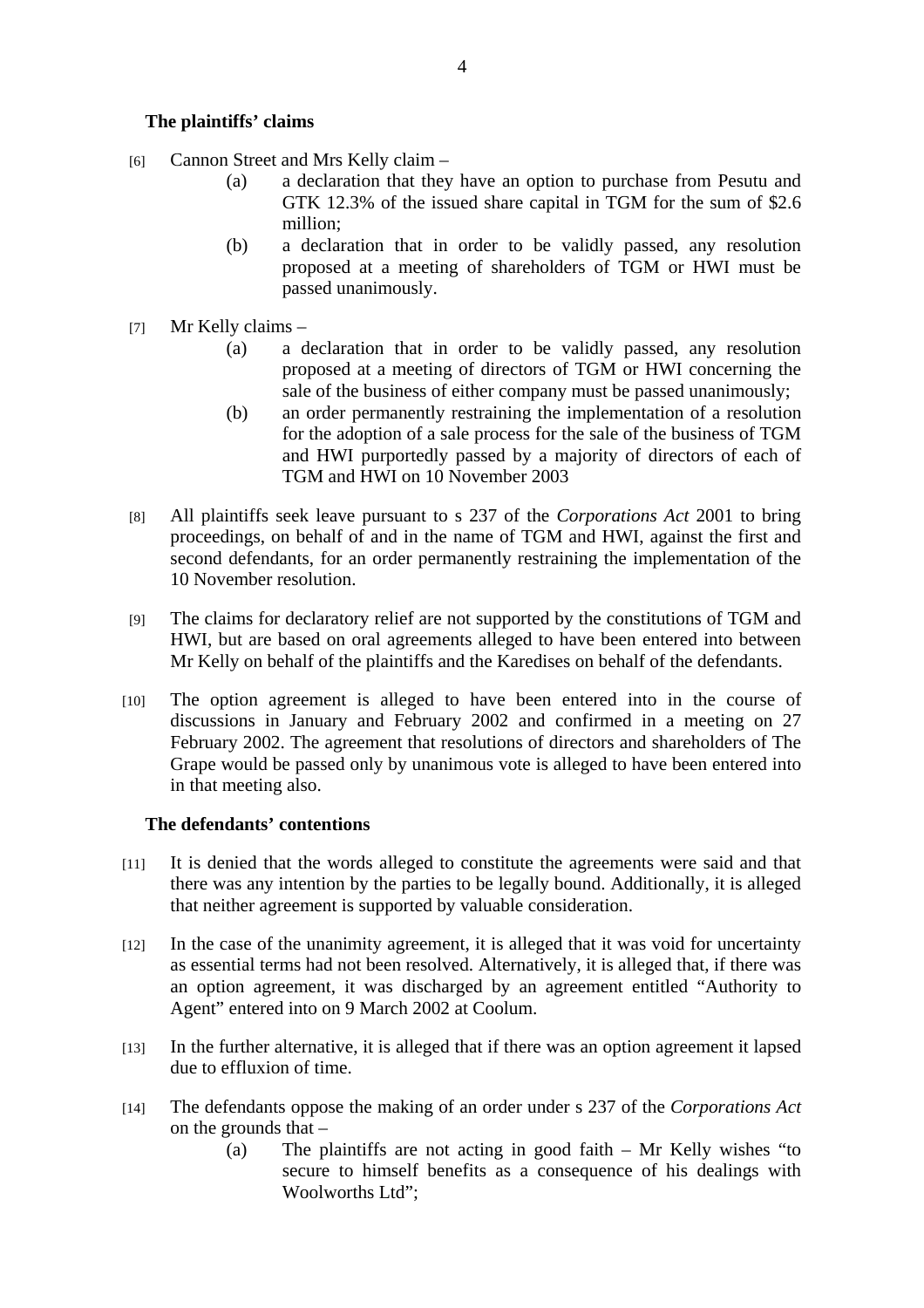**The plaintiffs' claims**

[6] Cannon Street and Mrs Kelly claim –

(a) a declaration that they have an option to purchase from Pesutu and GTK 12.3% of the issued share capital in TGM for the sum of $2.6 million;

(b) a declaration that in order to be validly passed, any resolution proposed at a meeting of shareholders of TGM or HWI must be passed unanimously.

[7] Mr Kelly claims –

(a) a declaration that in order to be validly passed, any resolution proposed at a meeting of directors of TGM or HWI concerning the sale of the business of either company must be passed unanimously;

(b) an order permanently restraining the implementation of a resolution for the adoption of a sale process for the sale of the business of TGM and HWI purportedly passed by a majority of directors of each of TGM and HWI on 10 November 2003

[8] All plaintiffs seek leave pursuant to s 237 of the *Corporations Act* 2001 to bring proceedings, on behalf of and in the name of TGM and HWI, against the first and second defendants, for an order permanently restraining the implementation of the 10 November resolution.

[9] The claims for declaratory relief are not supported by the constitutions of TGM and HWI, but are based on oral agreements alleged to have been entered into between Mr Kelly on behalf of the plaintiffs and the Karedises on behalf of the defendants.

[10] The option agreement is alleged to have been entered into in the course of discussions in January and February 2002 and confirmed in a meeting on 27 February 2002. The agreement that resolutions of directors and shareholders of The Grape would be passed only by unanimous vote is alleged to have been entered into in that meeting also.

**The defendants' contentions**

[11] It is denied that the words alleged to constitute the agreements were said and that there was any intention by the parties to be legally bound. Additionally, it is alleged that neither agreement is supported by valuable consideration.

[12] In the case of the unanimity agreement, it is alleged that it was void for uncertainty as essential terms had not been resolved. Alternatively, it is alleged that, if there was an option agreement, it was discharged by an agreement entitled "Authority to Agent" entered into on 9 March 2002 at Coolum.

[13] In the further alternative, it is alleged that if there was an option agreement it lapsed due to effluxion of time.

[14] The defendants oppose the making of an order under s 237 of the *Corporations Act* on the grounds that –

(a) The plaintiffs are not acting in good faith – Mr Kelly wishes "to secure to himself benefits as a consequence of his dealings with Woolworths Ltd";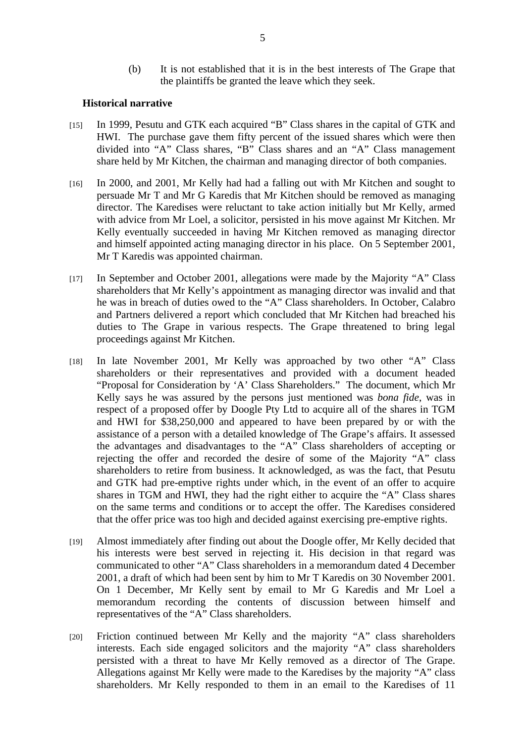(b) It is not established that it is in the best interests of The Grape that the plaintiffs be granted the leave which they seek.

**Historical narrative**

[15] In 1999, Pesutu and GTK each acquired "B" Class shares in the capital of GTK and HWI. The purchase gave them fifty percent of the issued shares which were then divided into "A" Class shares, "B" Class shares and an "A" Class management share held by Mr Kitchen, the chairman and managing director of both companies.

[16] In 2000, and 2001, Mr Kelly had had a falling out with Mr Kitchen and sought to persuade Mr T and Mr G Karedis that Mr Kitchen should be removed as managing director. The Karedises were reluctant to take action initially but Mr Kelly, armed with advice from Mr Loel, a solicitor, persisted in his move against Mr Kitchen. Mr Kelly eventually succeeded in having Mr Kitchen removed as managing director and himself appointed acting managing director in his place. On 5 September 2001, Mr T Karedis was appointed chairman.

[17] In September and October 2001, allegations were made by the Majority "A" Class shareholders that Mr Kelly's appointment as managing director was invalid and that he was in breach of duties owed to the "A" Class shareholders. In October, Calabro and Partners delivered a report which concluded that Mr Kitchen had breached his duties to The Grape in various respects. The Grape threatened to bring legal proceedings against Mr Kitchen.

[18] In late November 2001, Mr Kelly was approached by two other "A" Class shareholders or their representatives and provided with a document headed "Proposal for Consideration by 'A' Class Shareholders." The document, which Mr Kelly says he was assured by the persons just mentioned was *bona fide*, was in respect of a proposed offer by Doogle Pty Ltd to acquire all of the shares in TGM and HWI for $38,250,000 and appeared to have been prepared by or with the assistance of a person with a detailed knowledge of The Grape's affairs. It assessed the advantages and disadvantages to the "A" Class shareholders of accepting or rejecting the offer and recorded the desire of some of the Majority "A" class shareholders to retire from business. It acknowledged, as was the fact, that Pesutu and GTK had pre-emptive rights under which, in the event of an offer to acquire shares in TGM and HWI, they had the right either to acquire the "A" Class shares on the same terms and conditions or to accept the offer. The Karedises considered that the offer price was too high and decided against exercising pre-emptive rights.

[19] Almost immediately after finding out about the Doogle offer, Mr Kelly decided that his interests were best served in rejecting it. His decision in that regard was communicated to other "A" Class shareholders in a memorandum dated 4 December 2001, a draft of which had been sent by him to Mr T Karedis on 30 November 2001. On 1 December, Mr Kelly sent by email to Mr G Karedis and Mr Loel a memorandum recording the contents of discussion between himself and representatives of the "A" Class shareholders.

[20] Friction continued between Mr Kelly and the majority "A" class shareholders interests. Each side engaged solicitors and the majority "A" class shareholders persisted with a threat to have Mr Kelly removed as a director of The Grape. Allegations against Mr Kelly were made to the Karedises by the majority "A" class shareholders. Mr Kelly responded to them in an email to the Karedises of 11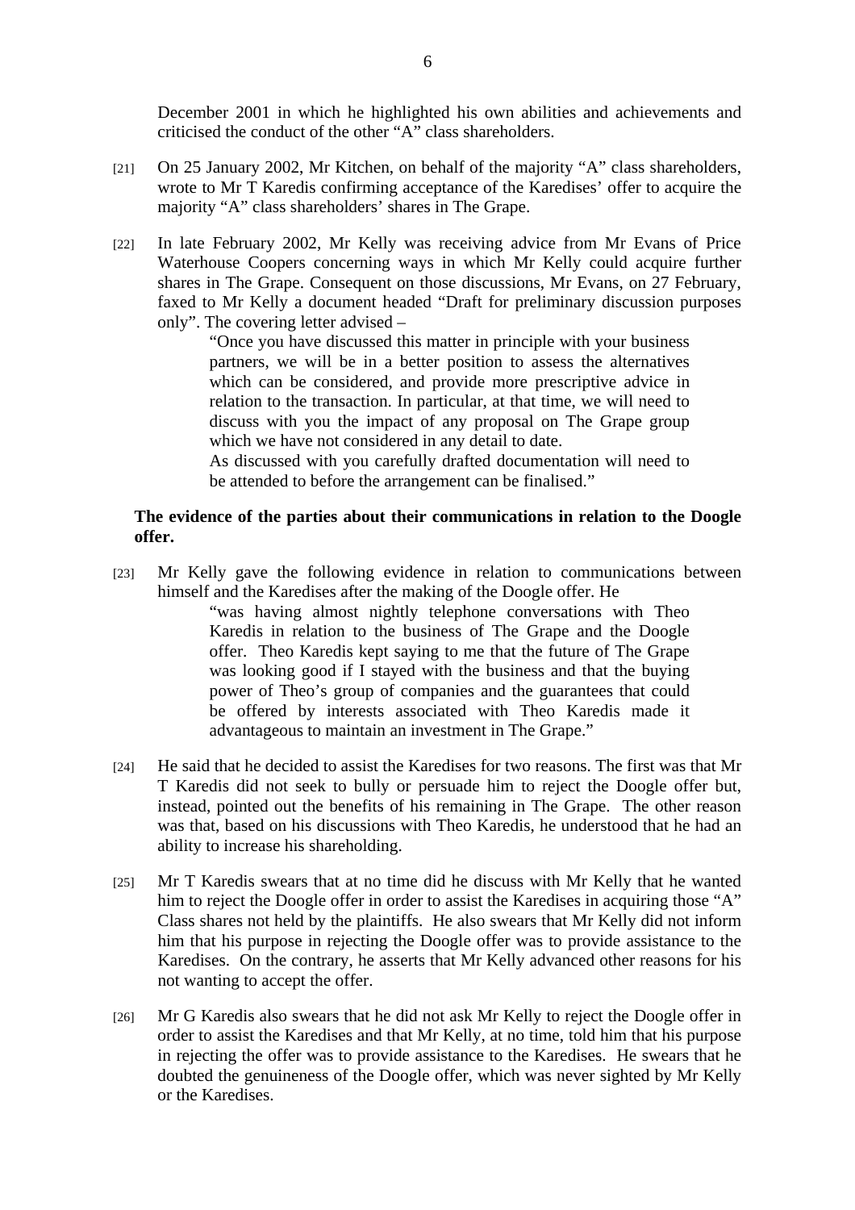December 2001 in which he highlighted his own abilities and achievements and criticised the conduct of the other "A" class shareholders.

[21] On 25 January 2002, Mr Kitchen, on behalf of the majority "A" class shareholders, wrote to Mr T Karedis confirming acceptance of the Karedises' offer to acquire the majority "A" class shareholders' shares in The Grape.

[22] In late February 2002, Mr Kelly was receiving advice from Mr Evans of Price Waterhouse Coopers concerning ways in which Mr Kelly could acquire further shares in The Grape. Consequent on those discussions, Mr Evans, on 27 February, faxed to Mr Kelly a document headed "Draft for preliminary discussion purposes only". The covering letter advised –

> "Once you have discussed this matter in principle with your business partners, we will be in a better position to assess the alternatives which can be considered, and provide more prescriptive advice in relation to the transaction. In particular, at that time, we will need to discuss with you the impact of any proposal on The Grape group which we have not considered in any detail to date.
>
> As discussed with you carefully drafted documentation will need to be attended to before the arrangement can be finalised."

**The evidence of the parties about their communications in relation to the Doogle offer.**

[23] Mr Kelly gave the following evidence in relation to communications between himself and the Karedises after the making of the Doogle offer. He

> "was having almost nightly telephone conversations with Theo Karedis in relation to the business of The Grape and the Doogle offer. Theo Karedis kept saying to me that the future of The Grape was looking good if I stayed with the business and that the buying power of Theo's group of companies and the guarantees that could be offered by interests associated with Theo Karedis made it advantageous to maintain an investment in The Grape."

[24] He said that he decided to assist the Karedises for two reasons. The first was that Mr T Karedis did not seek to bully or persuade him to reject the Doogle offer but, instead, pointed out the benefits of his remaining in The Grape. The other reason was that, based on his discussions with Theo Karedis, he understood that he had an ability to increase his shareholding.

[25] Mr T Karedis swears that at no time did he discuss with Mr Kelly that he wanted him to reject the Doogle offer in order to assist the Karedises in acquiring those "A" Class shares not held by the plaintiffs. He also swears that Mr Kelly did not inform him that his purpose in rejecting the Doogle offer was to provide assistance to the Karedises. On the contrary, he asserts that Mr Kelly advanced other reasons for his not wanting to accept the offer.

[26] Mr G Karedis also swears that he did not ask Mr Kelly to reject the Doogle offer in order to assist the Karedises and that Mr Kelly, at no time, told him that his purpose in rejecting the offer was to provide assistance to the Karedises. He swears that he doubted the genuineness of the Doogle offer, which was never sighted by Mr Kelly or the Karedises.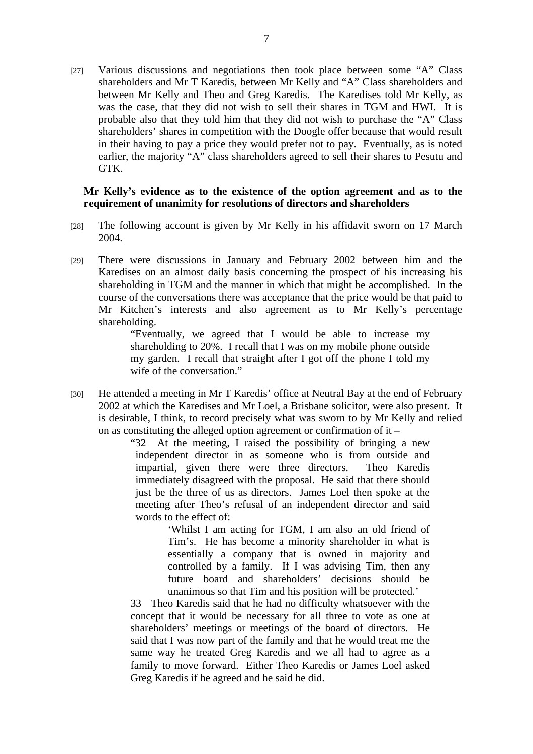[27] Various discussions and negotiations then took place between some "A" Class shareholders and Mr T Karedis, between Mr Kelly and "A" Class shareholders and between Mr Kelly and Theo and Greg Karedis. The Karedises told Mr Kelly, as was the case, that they did not wish to sell their shares in TGM and HWI. It is probable also that they told him that they did not wish to purchase the "A" Class shareholders' shares in competition with the Doogle offer because that would result in their having to pay a price they would prefer not to pay. Eventually, as is noted earlier, the majority "A" class shareholders agreed to sell their shares to Pesutu and GTK.

**Mr Kelly's evidence as to the existence of the option agreement and as to the requirement of unanimity for resolutions of directors and shareholders**

[28] The following account is given by Mr Kelly in his affidavit sworn on 17 March 2004.

[29] There were discussions in January and February 2002 between him and the Karedises on an almost daily basis concerning the prospect of his increasing his shareholding in TGM and the manner in which that might be accomplished. In the course of the conversations there was acceptance that the price would be that paid to Mr Kitchen's interests and also agreement as to Mr Kelly's percentage shareholding.

> "Eventually, we agreed that I would be able to increase my shareholding to 20%. I recall that I was on my mobile phone outside my garden. I recall that straight after I got off the phone I told my wife of the conversation."

[30] He attended a meeting in Mr T Karedis' office at Neutral Bay at the end of February 2002 at which the Karedises and Mr Loel, a Brisbane solicitor, were also present. It is desirable, I think, to record precisely what was sworn to by Mr Kelly and relied on as constituting the alleged option agreement or confirmation of it –

> "32 At the meeting, I raised the possibility of bringing a new independent director in as someone who is from outside and impartial, given there were three directors. Theo Karedis immediately disagreed with the proposal. He said that there should just be the three of us as directors. James Loel then spoke at the meeting after Theo's refusal of an independent director and said words to the effect of:
>
> > 'Whilst I am acting for TGM, I am also an old friend of Tim's. He has become a minority shareholder in what is essentially a company that is owned in majority and controlled by a family. If I was advising Tim, then any future board and shareholders' decisions should be unanimous so that Tim and his position will be protected.'
>
> 33 Theo Karedis said that he had no difficulty whatsoever with the concept that it would be necessary for all three to vote as one at shareholders' meetings or meetings of the board of directors. He said that I was now part of the family and that he would treat me the same way he treated Greg Karedis and we all had to agree as a family to move forward. Either Theo Karedis or James Loel asked Greg Karedis if he agreed and he said he did.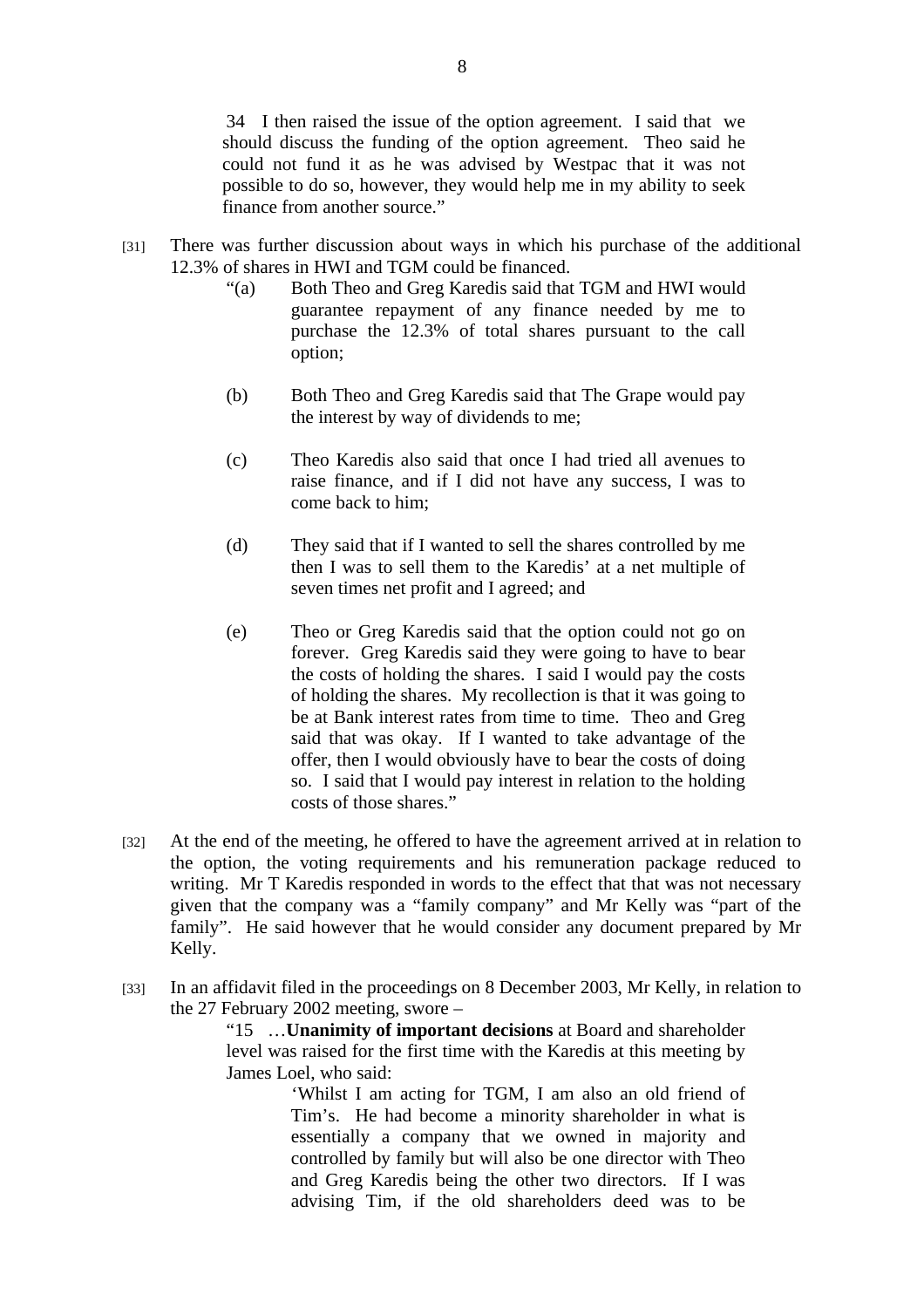> 34 I then raised the issue of the option agreement. I said that we should discuss the funding of the option agreement. Theo said he could not fund it as he was advised by Westpac that it was not possible to do so, however, they would help me in my ability to seek finance from another source."

[31] There was further discussion about ways in which his purchase of the additional 12.3% of shares in HWI and TGM could be financed.

> "(a) Both Theo and Greg Karedis said that TGM and HWI would guarantee repayment of any finance needed by me to purchase the 12.3% of total shares pursuant to the call option;
>
> (b) Both Theo and Greg Karedis said that The Grape would pay the interest by way of dividends to me;
>
> (c) Theo Karedis also said that once I had tried all avenues to raise finance, and if I did not have any success, I was to come back to him;
>
> (d) They said that if I wanted to sell the shares controlled by me then I was to sell them to the Karedis' at a net multiple of seven times net profit and I agreed; and
>
> (e) Theo or Greg Karedis said that the option could not go on forever. Greg Karedis said they were going to have to bear the costs of holding the shares. I said I would pay the costs of holding the shares. My recollection is that it was going to be at Bank interest rates from time to time. Theo and Greg said that was okay. If I wanted to take advantage of the offer, then I would obviously have to bear the costs of doing so. I said that I would pay interest in relation to the holding costs of those shares."

[32] At the end of the meeting, he offered to have the agreement arrived at in relation to the option, the voting requirements and his remuneration package reduced to writing. Mr T Karedis responded in words to the effect that that was not necessary given that the company was a "family company" and Mr Kelly was "part of the family". He said however that he would consider any document prepared by Mr Kelly.

[33] In an affidavit filed in the proceedings on 8 December 2003, Mr Kelly, in relation to the 27 February 2002 meeting, swore –

> "15 …**Unanimity of important decisions** at Board and shareholder level was raised for the first time with the Karedis at this meeting by James Loel, who said:
>
> > 'Whilst I am acting for TGM, I am also an old friend of Tim's. He had become a minority shareholder in what is essentially a company that we owned in majority and controlled by family but will also be one director with Theo and Greg Karedis being the other two directors. If I was advising Tim, if the old shareholders deed was to be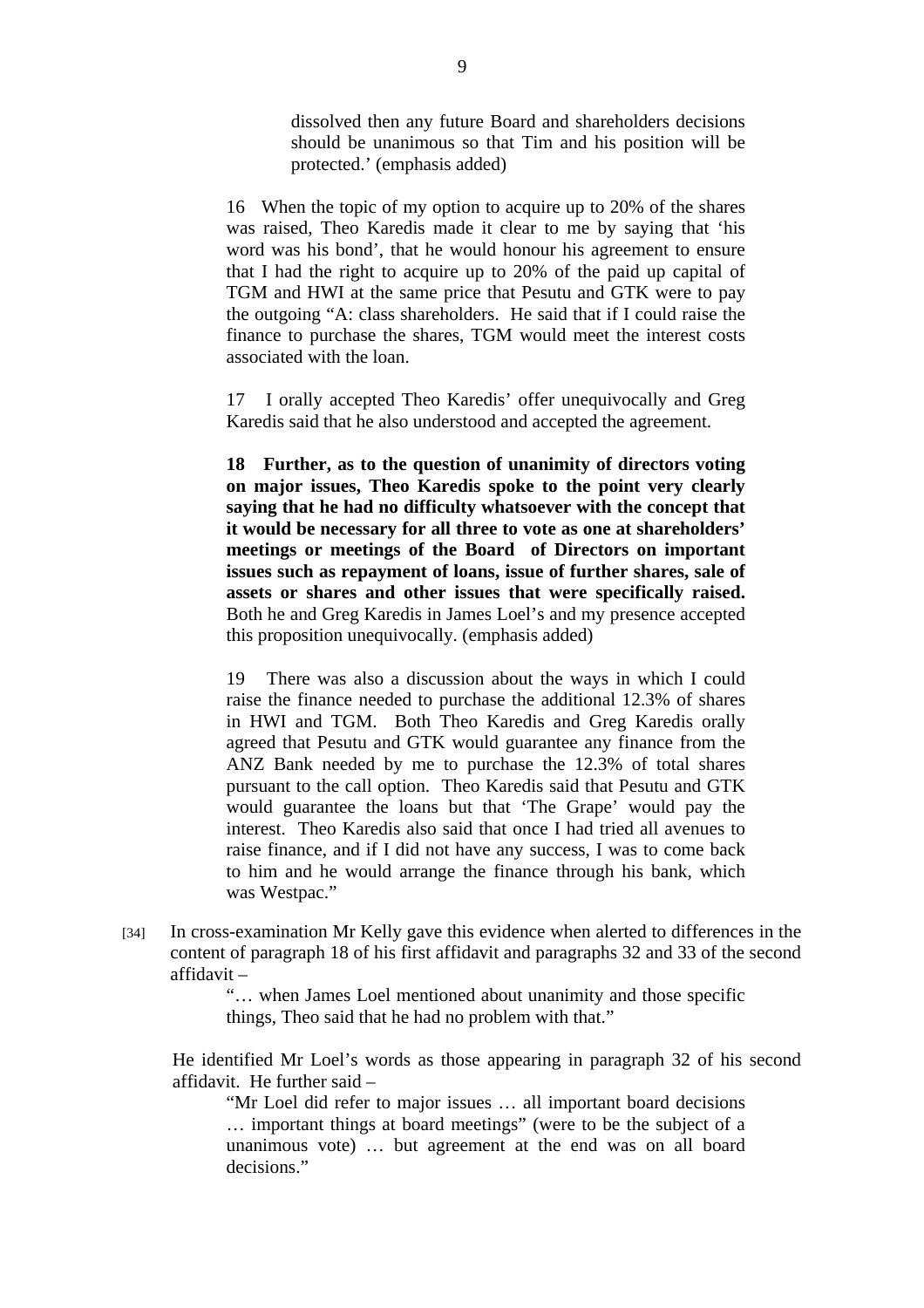> dissolved then any future Board and shareholders decisions should be unanimous so that Tim and his position will be protected.' (emphasis added)
>
> 16 When the topic of my option to acquire up to 20% of the shares was raised, Theo Karedis made it clear to me by saying that 'his word was his bond', that he would honour his agreement to ensure that I had the right to acquire up to 20% of the paid up capital of TGM and HWI at the same price that Pesutu and GTK were to pay the outgoing "A: class shareholders. He said that if I could raise the finance to purchase the shares, TGM would meet the interest costs associated with the loan.
>
> 17 I orally accepted Theo Karedis' offer unequivocally and Greg Karedis said that he also understood and accepted the agreement.
>
> **18 Further, as to the question of unanimity of directors voting on major issues, Theo Karedis spoke to the point very clearly saying that he had no difficulty whatsoever with the concept that it would be necessary for all three to vote as one at shareholders' meetings or meetings of the Board of Directors on important issues such as repayment of loans, issue of further shares, sale of assets or shares and other issues that were specifically raised.** Both he and Greg Karedis in James Loel's and my presence accepted this proposition unequivocally. (emphasis added)
>
> 19 There was also a discussion about the ways in which I could raise the finance needed to purchase the additional 12.3% of shares in HWI and TGM. Both Theo Karedis and Greg Karedis orally agreed that Pesutu and GTK would guarantee any finance from the ANZ Bank needed by me to purchase the 12.3% of total shares pursuant to the call option. Theo Karedis said that Pesutu and GTK would guarantee the loans but that 'The Grape' would pay the interest. Theo Karedis also said that once I had tried all avenues to raise finance, and if I did not have any success, I was to come back to him and he would arrange the finance through his bank, which was Westpac."

[34] In cross-examination Mr Kelly gave this evidence when alerted to differences in the content of paragraph 18 of his first affidavit and paragraphs 32 and 33 of the second affidavit –

> "… when James Loel mentioned about unanimity and those specific things, Theo said that he had no problem with that."

He identified Mr Loel's words as those appearing in paragraph 32 of his second affidavit. He further said –

> "Mr Loel did refer to major issues … all important board decisions … important things at board meetings" (were to be the subject of a unanimous vote) … but agreement at the end was on all board decisions."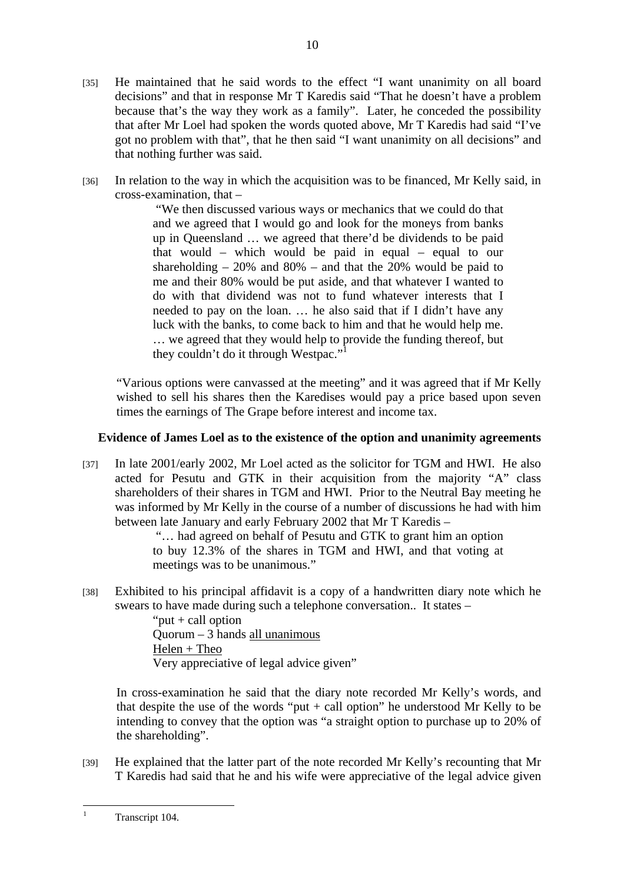[35] He maintained that he said words to the effect "I want unanimity on all board decisions" and that in response Mr T Karedis said "That he doesn't have a problem because that's the way they work as a family". Later, he conceded the possibility that after Mr Loel had spoken the words quoted above, Mr T Karedis had said "I've got no problem with that", that he then said "I want unanimity on all decisions" and that nothing further was said.

[36] In relation to the way in which the acquisition was to be financed, Mr Kelly said, in cross-examination, that –

> "We then discussed various ways or mechanics that we could do that and we agreed that I would go and look for the moneys from banks up in Queensland … we agreed that there'd be dividends to be paid that would – which would be paid in equal – equal to our shareholding – 20% and 80% – and that the 20% would be paid to me and their 80% would be put aside, and that whatever I wanted to do with that dividend was not to fund whatever interests that I needed to pay on the loan. … he also said that if I didn't have any luck with the banks, to come back to him and that he would help me. … we agreed that they would help to provide the funding thereof, but they couldn't do it through Westpac."[1]

"Various options were canvassed at the meeting" and it was agreed that if Mr Kelly wished to sell his shares then the Karedises would pay a price based upon seven times the earnings of The Grape before interest and income tax.

**Evidence of James Loel as to the existence of the option and unanimity agreements**

[37] In late 2001/early 2002, Mr Loel acted as the solicitor for TGM and HWI. He also acted for Pesutu and GTK in their acquisition from the majority "A" class shareholders of their shares in TGM and HWI. Prior to the Neutral Bay meeting he was informed by Mr Kelly in the course of a number of discussions he had with him between late January and early February 2002 that Mr T Karedis –

> "… had agreed on behalf of Pesutu and GTK to grant him an option to buy 12.3% of the shares in TGM and HWI, and that voting at meetings was to be unanimous."

[38] Exhibited to his principal affidavit is a copy of a handwritten diary note which he swears to have made during such a telephone conversation.. It states –

> "put + call option
> Quorum – 3 hands <u>all unanimous</u>
> <u>Helen + Theo</u>
> Very appreciative of legal advice given"

In cross-examination he said that the diary note recorded Mr Kelly's words, and that despite the use of the words "put + call option" he understood Mr Kelly to be intending to convey that the option was "a straight option to purchase up to 20% of the shareholding".

[39] He explained that the latter part of the note recorded Mr Kelly's recounting that Mr T Karedis had said that he and his wife were appreciative of the legal advice given

[1] Transcript 104.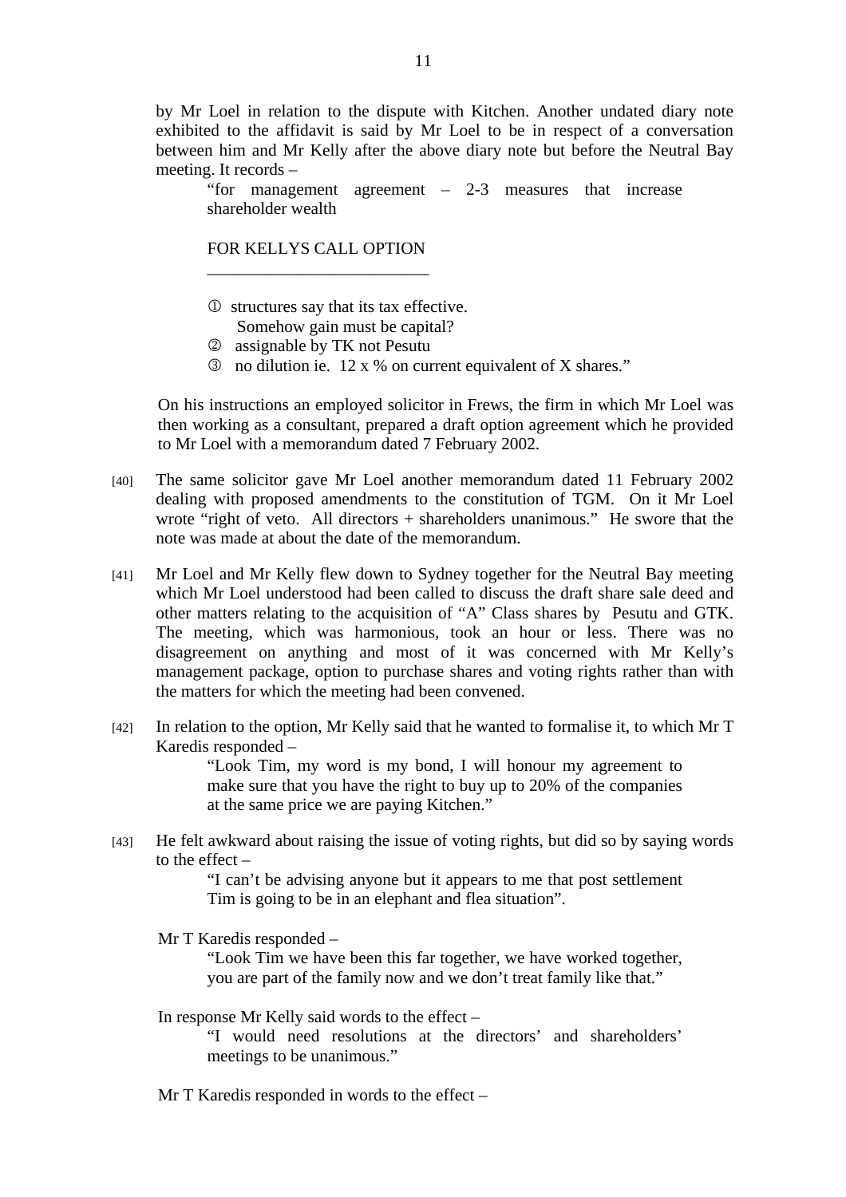by Mr Loel in relation to the dispute with Kitchen. Another undated diary note exhibited to the affidavit is said by Mr Loel to be in respect of a conversation between him and Mr Kelly after the above diary note but before the Neutral Bay meeting. It records –

> "for management agreement – 2-3 measures that increase shareholder wealth
>
> FOR KELLYS CALL OPTION
> \_\_\_\_\_\_\_\_\_\_\_\_\_\_\_\_\_\_\_\_\_\_\_\_\_\_
>
> ① structures say that its tax effective.
> Somehow gain must be capital?
> ② assignable by TK not Pesutu
> ③ no dilution ie. 12 x % on current equivalent of X shares."

On his instructions an employed solicitor in Frews, the firm in which Mr Loel was then working as a consultant, prepared a draft option agreement which he provided to Mr Loel with a memorandum dated 7 February 2002.

[40] The same solicitor gave Mr Loel another memorandum dated 11 February 2002 dealing with proposed amendments to the constitution of TGM. On it Mr Loel wrote "right of veto. All directors + shareholders unanimous." He swore that the note was made at about the date of the memorandum.

[41] Mr Loel and Mr Kelly flew down to Sydney together for the Neutral Bay meeting which Mr Loel understood had been called to discuss the draft share sale deed and other matters relating to the acquisition of "A" Class shares by Pesutu and GTK. The meeting, which was harmonious, took an hour or less. There was no disagreement on anything and most of it was concerned with Mr Kelly's management package, option to purchase shares and voting rights rather than with the matters for which the meeting had been convened.

[42] In relation to the option, Mr Kelly said that he wanted to formalise it, to which Mr T Karedis responded –

> "Look Tim, my word is my bond, I will honour my agreement to make sure that you have the right to buy up to 20% of the companies at the same price we are paying Kitchen."

[43] He felt awkward about raising the issue of voting rights, but did so by saying words to the effect –

> "I can't be advising anyone but it appears to me that post settlement Tim is going to be in an elephant and flea situation".

Mr T Karedis responded –

> "Look Tim we have been this far together, we have worked together, you are part of the family now and we don't treat family like that."

In response Mr Kelly said words to the effect –

> "I would need resolutions at the directors' and shareholders' meetings to be unanimous."

Mr T Karedis responded in words to the effect –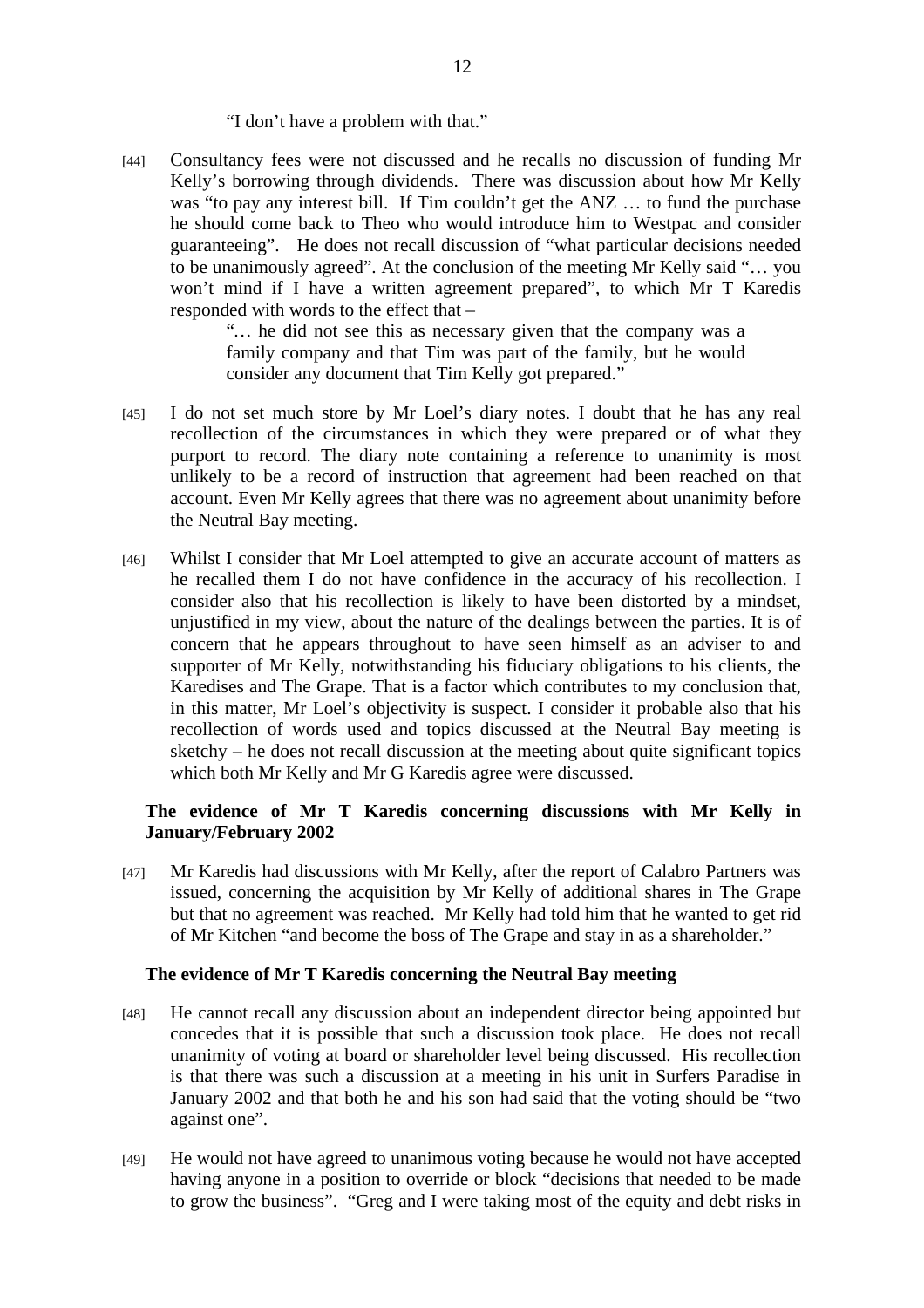"I don't have a problem with that."

[44] Consultancy fees were not discussed and he recalls no discussion of funding Mr Kelly's borrowing through dividends. There was discussion about how Mr Kelly was "to pay any interest bill. If Tim couldn't get the ANZ … to fund the purchase he should come back to Theo who would introduce him to Westpac and consider guaranteeing". He does not recall discussion of "what particular decisions needed to be unanimously agreed". At the conclusion of the meeting Mr Kelly said "… you won't mind if I have a written agreement prepared", to which Mr T Karedis responded with words to the effect that –

> "… he did not see this as necessary given that the company was a family company and that Tim was part of the family, but he would consider any document that Tim Kelly got prepared."

[45] I do not set much store by Mr Loel's diary notes. I doubt that he has any real recollection of the circumstances in which they were prepared or of what they purport to record. The diary note containing a reference to unanimity is most unlikely to be a record of instruction that agreement had been reached on that account. Even Mr Kelly agrees that there was no agreement about unanimity before the Neutral Bay meeting.

[46] Whilst I consider that Mr Loel attempted to give an accurate account of matters as he recalled them I do not have confidence in the accuracy of his recollection. I consider also that his recollection is likely to have been distorted by a mindset, unjustified in my view, about the nature of the dealings between the parties. It is of concern that he appears throughout to have seen himself as an adviser to and supporter of Mr Kelly, notwithstanding his fiduciary obligations to his clients, the Karedises and The Grape. That is a factor which contributes to my conclusion that, in this matter, Mr Loel's objectivity is suspect. I consider it probable also that his recollection of words used and topics discussed at the Neutral Bay meeting is sketchy – he does not recall discussion at the meeting about quite significant topics which both Mr Kelly and Mr G Karedis agree were discussed.

### The evidence of Mr T Karedis concerning discussions with Mr Kelly in January/February 2002

[47] Mr Karedis had discussions with Mr Kelly, after the report of Calabro Partners was issued, concerning the acquisition by Mr Kelly of additional shares in The Grape but that no agreement was reached. Mr Kelly had told him that he wanted to get rid of Mr Kitchen "and become the boss of The Grape and stay in as a shareholder."

### The evidence of Mr T Karedis concerning the Neutral Bay meeting

[48] He cannot recall any discussion about an independent director being appointed but concedes that it is possible that such a discussion took place. He does not recall unanimity of voting at board or shareholder level being discussed. His recollection is that there was such a discussion at a meeting in his unit in Surfers Paradise in January 2002 and that both he and his son had said that the voting should be "two against one".

[49] He would not have agreed to unanimous voting because he would not have accepted having anyone in a position to override or block "decisions that needed to be made to grow the business". "Greg and I were taking most of the equity and debt risks in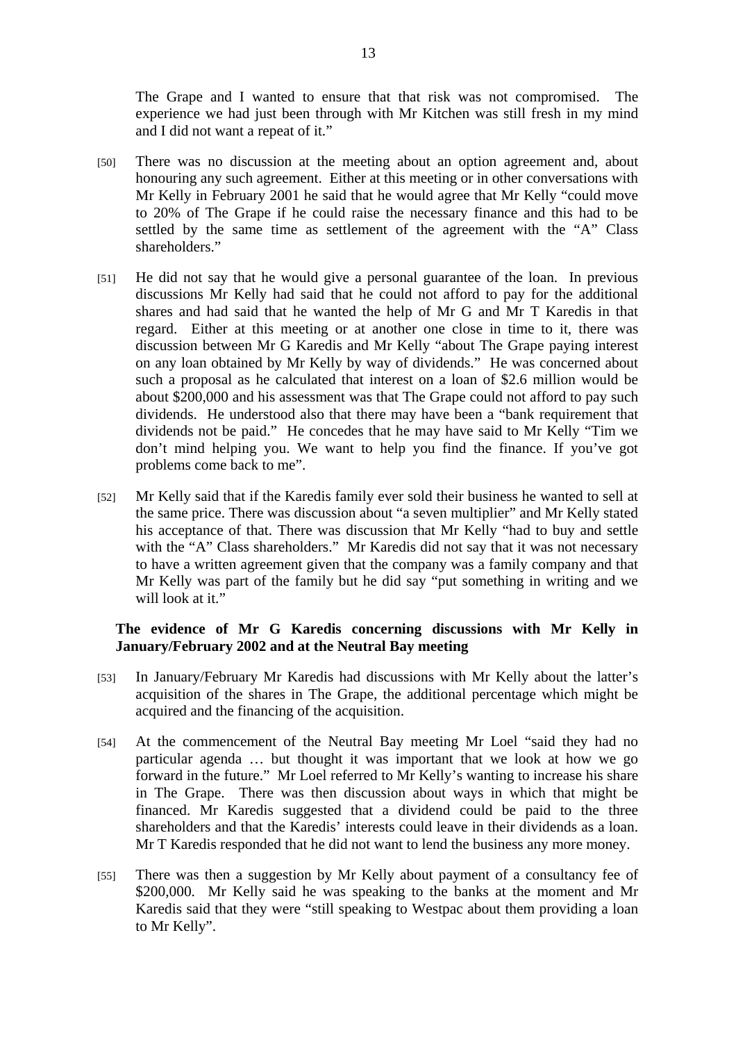The Grape and I wanted to ensure that that risk was not compromised. The experience we had just been through with Mr Kitchen was still fresh in my mind and I did not want a repeat of it."

[50] There was no discussion at the meeting about an option agreement and, about honouring any such agreement. Either at this meeting or in other conversations with Mr Kelly in February 2001 he said that he would agree that Mr Kelly "could move to 20% of The Grape if he could raise the necessary finance and this had to be settled by the same time as settlement of the agreement with the "A" Class shareholders."

[51] He did not say that he would give a personal guarantee of the loan. In previous discussions Mr Kelly had said that he could not afford to pay for the additional shares and had said that he wanted the help of Mr G and Mr T Karedis in that regard. Either at this meeting or at another one close in time to it, there was discussion between Mr G Karedis and Mr Kelly "about The Grape paying interest on any loan obtained by Mr Kelly by way of dividends." He was concerned about such a proposal as he calculated that interest on a loan of $2.6 million would be about $200,000 and his assessment was that The Grape could not afford to pay such dividends. He understood also that there may have been a "bank requirement that dividends not be paid." He concedes that he may have said to Mr Kelly "Tim we don't mind helping you. We want to help you find the finance. If you've got problems come back to me".

[52] Mr Kelly said that if the Karedis family ever sold their business he wanted to sell at the same price. There was discussion about "a seven multiplier" and Mr Kelly stated his acceptance of that. There was discussion that Mr Kelly "had to buy and settle with the "A" Class shareholders." Mr Karedis did not say that it was not necessary to have a written agreement given that the company was a family company and that Mr Kelly was part of the family but he did say "put something in writing and we will look at it."

**The evidence of Mr G Karedis concerning discussions with Mr Kelly in January/February 2002 and at the Neutral Bay meeting**

[53] In January/February Mr Karedis had discussions with Mr Kelly about the latter's acquisition of the shares in The Grape, the additional percentage which might be acquired and the financing of the acquisition.

[54] At the commencement of the Neutral Bay meeting Mr Loel "said they had no particular agenda … but thought it was important that we look at how we go forward in the future." Mr Loel referred to Mr Kelly's wanting to increase his share in The Grape. There was then discussion about ways in which that might be financed. Mr Karedis suggested that a dividend could be paid to the three shareholders and that the Karedis' interests could leave in their dividends as a loan. Mr T Karedis responded that he did not want to lend the business any more money.

[55] There was then a suggestion by Mr Kelly about payment of a consultancy fee of $200,000. Mr Kelly said he was speaking to the banks at the moment and Mr Karedis said that they were "still speaking to Westpac about them providing a loan to Mr Kelly".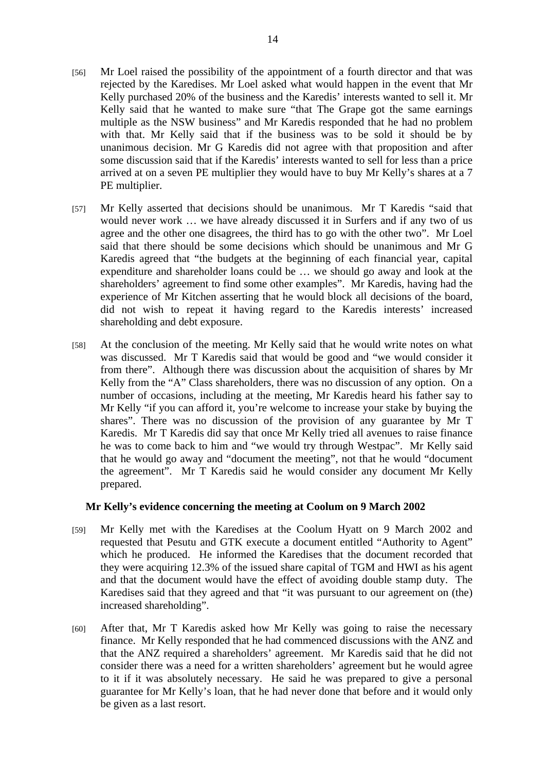[56] Mr Loel raised the possibility of the appointment of a fourth director and that was rejected by the Karedises. Mr Loel asked what would happen in the event that Mr Kelly purchased 20% of the business and the Karedis' interests wanted to sell it. Mr Kelly said that he wanted to make sure "that The Grape got the same earnings multiple as the NSW business" and Mr Karedis responded that he had no problem with that. Mr Kelly said that if the business was to be sold it should be by unanimous decision. Mr G Karedis did not agree with that proposition and after some discussion said that if the Karedis' interests wanted to sell for less than a price arrived at on a seven PE multiplier they would have to buy Mr Kelly's shares at a 7 PE multiplier.

[57] Mr Kelly asserted that decisions should be unanimous. Mr T Karedis "said that would never work … we have already discussed it in Surfers and if any two of us agree and the other one disagrees, the third has to go with the other two". Mr Loel said that there should be some decisions which should be unanimous and Mr G Karedis agreed that "the budgets at the beginning of each financial year, capital expenditure and shareholder loans could be … we should go away and look at the shareholders' agreement to find some other examples". Mr Karedis, having had the experience of Mr Kitchen asserting that he would block all decisions of the board, did not wish to repeat it having regard to the Karedis interests' increased shareholding and debt exposure.

[58] At the conclusion of the meeting. Mr Kelly said that he would write notes on what was discussed. Mr T Karedis said that would be good and "we would consider it from there". Although there was discussion about the acquisition of shares by Mr Kelly from the "A" Class shareholders, there was no discussion of any option. On a number of occasions, including at the meeting, Mr Karedis heard his father say to Mr Kelly "if you can afford it, you're welcome to increase your stake by buying the shares". There was no discussion of the provision of any guarantee by Mr T Karedis. Mr T Karedis did say that once Mr Kelly tried all avenues to raise finance he was to come back to him and "we would try through Westpac". Mr Kelly said that he would go away and "document the meeting", not that he would "document the agreement". Mr T Karedis said he would consider any document Mr Kelly prepared.

**Mr Kelly's evidence concerning the meeting at Coolum on 9 March 2002**

[59] Mr Kelly met with the Karedises at the Coolum Hyatt on 9 March 2002 and requested that Pesutu and GTK execute a document entitled "Authority to Agent" which he produced. He informed the Karedises that the document recorded that they were acquiring 12.3% of the issued share capital of TGM and HWI as his agent and that the document would have the effect of avoiding double stamp duty. The Karedises said that they agreed and that "it was pursuant to our agreement on (the) increased shareholding".

[60] After that, Mr T Karedis asked how Mr Kelly was going to raise the necessary finance. Mr Kelly responded that he had commenced discussions with the ANZ and that the ANZ required a shareholders' agreement. Mr Karedis said that he did not consider there was a need for a written shareholders' agreement but he would agree to it if it was absolutely necessary. He said he was prepared to give a personal guarantee for Mr Kelly's loan, that he had never done that before and it would only be given as a last resort.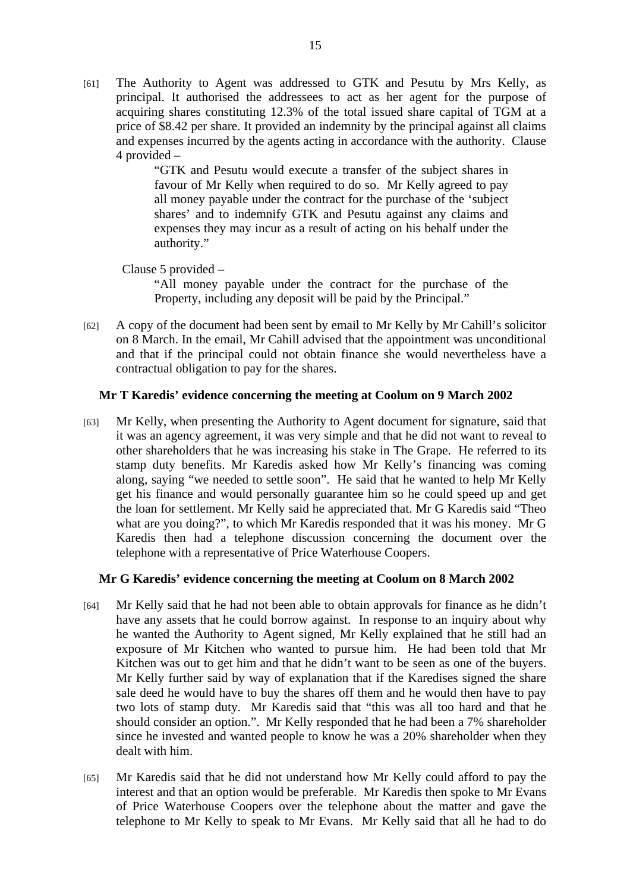[61] The Authority to Agent was addressed to GTK and Pesutu by Mrs Kelly, as principal. It authorised the addressees to act as her agent for the purpose of acquiring shares constituting 12.3% of the total issued share capital of TGM at a price of $8.42 per share. It provided an indemnity by the principal against all claims and expenses incurred by the agents acting in accordance with the authority. Clause 4 provided –

> "GTK and Pesutu would execute a transfer of the subject shares in favour of Mr Kelly when required to do so. Mr Kelly agreed to pay all money payable under the contract for the purchase of the 'subject shares' and to indemnify GTK and Pesutu against any claims and expenses they may incur as a result of acting on his behalf under the authority."

Clause 5 provided –

> "All money payable under the contract for the purchase of the Property, including any deposit will be paid by the Principal."

[62] A copy of the document had been sent by email to Mr Kelly by Mr Cahill's solicitor on 8 March. In the email, Mr Cahill advised that the appointment was unconditional and that if the principal could not obtain finance she would nevertheless have a contractual obligation to pay for the shares.

### Mr T Karedis' evidence concerning the meeting at Coolum on 9 March 2002

[63] Mr Kelly, when presenting the Authority to Agent document for signature, said that it was an agency agreement, it was very simple and that he did not want to reveal to other shareholders that he was increasing his stake in The Grape. He referred to its stamp duty benefits. Mr Karedis asked how Mr Kelly's financing was coming along, saying "we needed to settle soon". He said that he wanted to help Mr Kelly get his finance and would personally guarantee him so he could speed up and get the loan for settlement. Mr Kelly said he appreciated that. Mr G Karedis said "Theo what are you doing?", to which Mr Karedis responded that it was his money. Mr G Karedis then had a telephone discussion concerning the document over the telephone with a representative of Price Waterhouse Coopers.

### Mr G Karedis' evidence concerning the meeting at Coolum on 8 March 2002

[64] Mr Kelly said that he had not been able to obtain approvals for finance as he didn't have any assets that he could borrow against. In response to an inquiry about why he wanted the Authority to Agent signed, Mr Kelly explained that he still had an exposure of Mr Kitchen who wanted to pursue him. He had been told that Mr Kitchen was out to get him and that he didn't want to be seen as one of the buyers. Mr Kelly further said by way of explanation that if the Karedises signed the share sale deed he would have to buy the shares off them and he would then have to pay two lots of stamp duty. Mr Karedis said that "this was all too hard and that he should consider an option.". Mr Kelly responded that he had been a 7% shareholder since he invested and wanted people to know he was a 20% shareholder when they dealt with him.

[65] Mr Karedis said that he did not understand how Mr Kelly could afford to pay the interest and that an option would be preferable. Mr Karedis then spoke to Mr Evans of Price Waterhouse Coopers over the telephone about the matter and gave the telephone to Mr Kelly to speak to Mr Evans. Mr Kelly said that all he had to do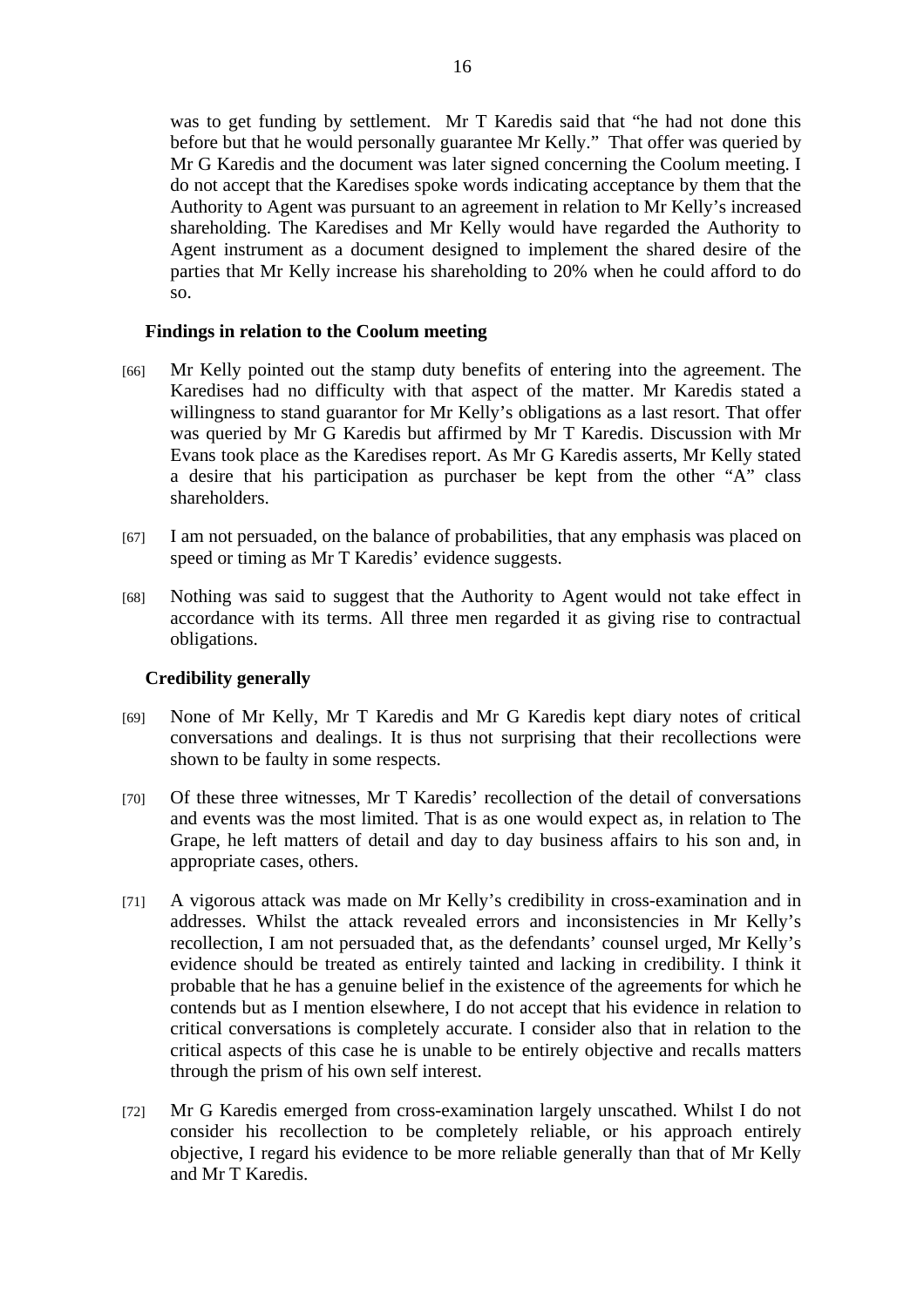was to get funding by settlement. Mr T Karedis said that "he had not done this before but that he would personally guarantee Mr Kelly." That offer was queried by Mr G Karedis and the document was later signed concerning the Coolum meeting. I do not accept that the Karedises spoke words indicating acceptance by them that the Authority to Agent was pursuant to an agreement in relation to Mr Kelly's increased shareholding. The Karedises and Mr Kelly would have regarded the Authority to Agent instrument as a document designed to implement the shared desire of the parties that Mr Kelly increase his shareholding to 20% when he could afford to do so.

### Findings in relation to the Coolum meeting

[66] Mr Kelly pointed out the stamp duty benefits of entering into the agreement. The Karedises had no difficulty with that aspect of the matter. Mr Karedis stated a willingness to stand guarantor for Mr Kelly's obligations as a last resort. That offer was queried by Mr G Karedis but affirmed by Mr T Karedis. Discussion with Mr Evans took place as the Karedises report. As Mr G Karedis asserts, Mr Kelly stated a desire that his participation as purchaser be kept from the other "A" class shareholders.

[67] I am not persuaded, on the balance of probabilities, that any emphasis was placed on speed or timing as Mr T Karedis' evidence suggests.

[68] Nothing was said to suggest that the Authority to Agent would not take effect in accordance with its terms. All three men regarded it as giving rise to contractual obligations.

### Credibility generally

[69] None of Mr Kelly, Mr T Karedis and Mr G Karedis kept diary notes of critical conversations and dealings. It is thus not surprising that their recollections were shown to be faulty in some respects.

[70] Of these three witnesses, Mr T Karedis' recollection of the detail of conversations and events was the most limited. That is as one would expect as, in relation to The Grape, he left matters of detail and day to day business affairs to his son and, in appropriate cases, others.

[71] A vigorous attack was made on Mr Kelly's credibility in cross-examination and in addresses. Whilst the attack revealed errors and inconsistencies in Mr Kelly's recollection, I am not persuaded that, as the defendants' counsel urged, Mr Kelly's evidence should be treated as entirely tainted and lacking in credibility. I think it probable that he has a genuine belief in the existence of the agreements for which he contends but as I mention elsewhere, I do not accept that his evidence in relation to critical conversations is completely accurate. I consider also that in relation to the critical aspects of this case he is unable to be entirely objective and recalls matters through the prism of his own self interest.

[72] Mr G Karedis emerged from cross-examination largely unscathed. Whilst I do not consider his recollection to be completely reliable, or his approach entirely objective, I regard his evidence to be more reliable generally than that of Mr Kelly and Mr T Karedis.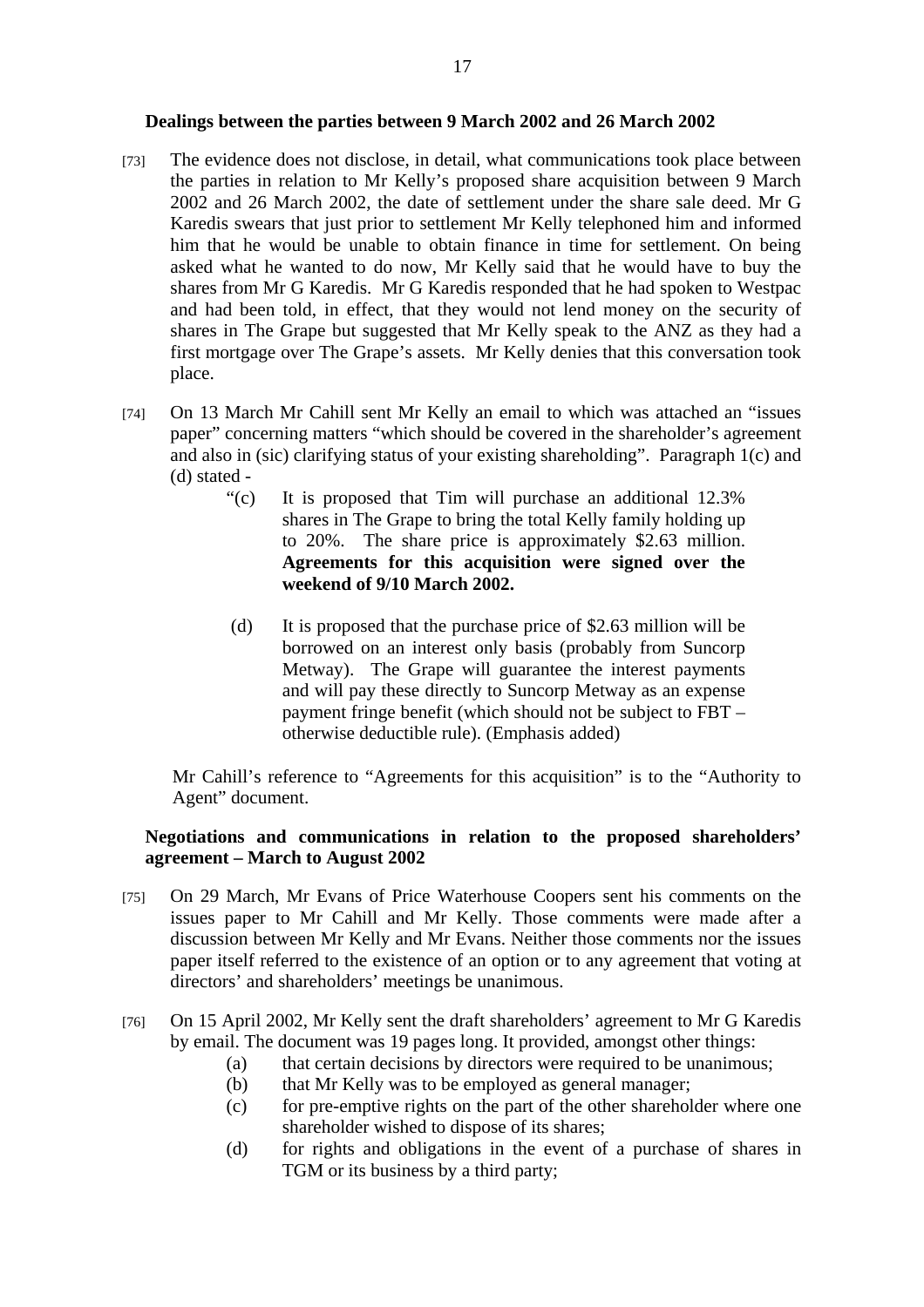### Dealings between the parties between 9 March 2002 and 26 March 2002

[73] The evidence does not disclose, in detail, what communications took place between the parties in relation to Mr Kelly's proposed share acquisition between 9 March 2002 and 26 March 2002, the date of settlement under the share sale deed. Mr G Karedis swears that just prior to settlement Mr Kelly telephoned him and informed him that he would be unable to obtain finance in time for settlement. On being asked what he wanted to do now, Mr Kelly said that he would have to buy the shares from Mr G Karedis. Mr G Karedis responded that he had spoken to Westpac and had been told, in effect, that they would not lend money on the security of shares in The Grape but suggested that Mr Kelly speak to the ANZ as they had a first mortgage over The Grape's assets. Mr Kelly denies that this conversation took place.

[74] On 13 March Mr Cahill sent Mr Kelly an email to which was attached an "issues paper" concerning matters "which should be covered in the shareholder's agreement and also in (sic) clarifying status of your existing shareholding". Paragraph 1(c) and (d) stated -

> "(c) It is proposed that Tim will purchase an additional 12.3% shares in The Grape to bring the total Kelly family holding up to 20%. The share price is approximately $2.63 million. **Agreements for this acquisition were signed over the weekend of 9/10 March 2002.**
>
> (d) It is proposed that the purchase price of $2.63 million will be borrowed on an interest only basis (probably from Suncorp Metway). The Grape will guarantee the interest payments and will pay these directly to Suncorp Metway as an expense payment fringe benefit (which should not be subject to FBT – otherwise deductible rule). (Emphasis added)

Mr Cahill's reference to "Agreements for this acquisition" is to the "Authority to Agent" document.

### Negotiations and communications in relation to the proposed shareholders' agreement – March to August 2002

[75] On 29 March, Mr Evans of Price Waterhouse Coopers sent his comments on the issues paper to Mr Cahill and Mr Kelly. Those comments were made after a discussion between Mr Kelly and Mr Evans. Neither those comments nor the issues paper itself referred to the existence of an option or to any agreement that voting at directors' and shareholders' meetings be unanimous.

[76] On 15 April 2002, Mr Kelly sent the draft shareholders' agreement to Mr G Karedis by email. The document was 19 pages long. It provided, amongst other things:

(a) that certain decisions by directors were required to be unanimous;

(b) that Mr Kelly was to be employed as general manager;

(c) for pre-emptive rights on the part of the other shareholder where one shareholder wished to dispose of its shares;

(d) for rights and obligations in the event of a purchase of shares in TGM or its business by a third party;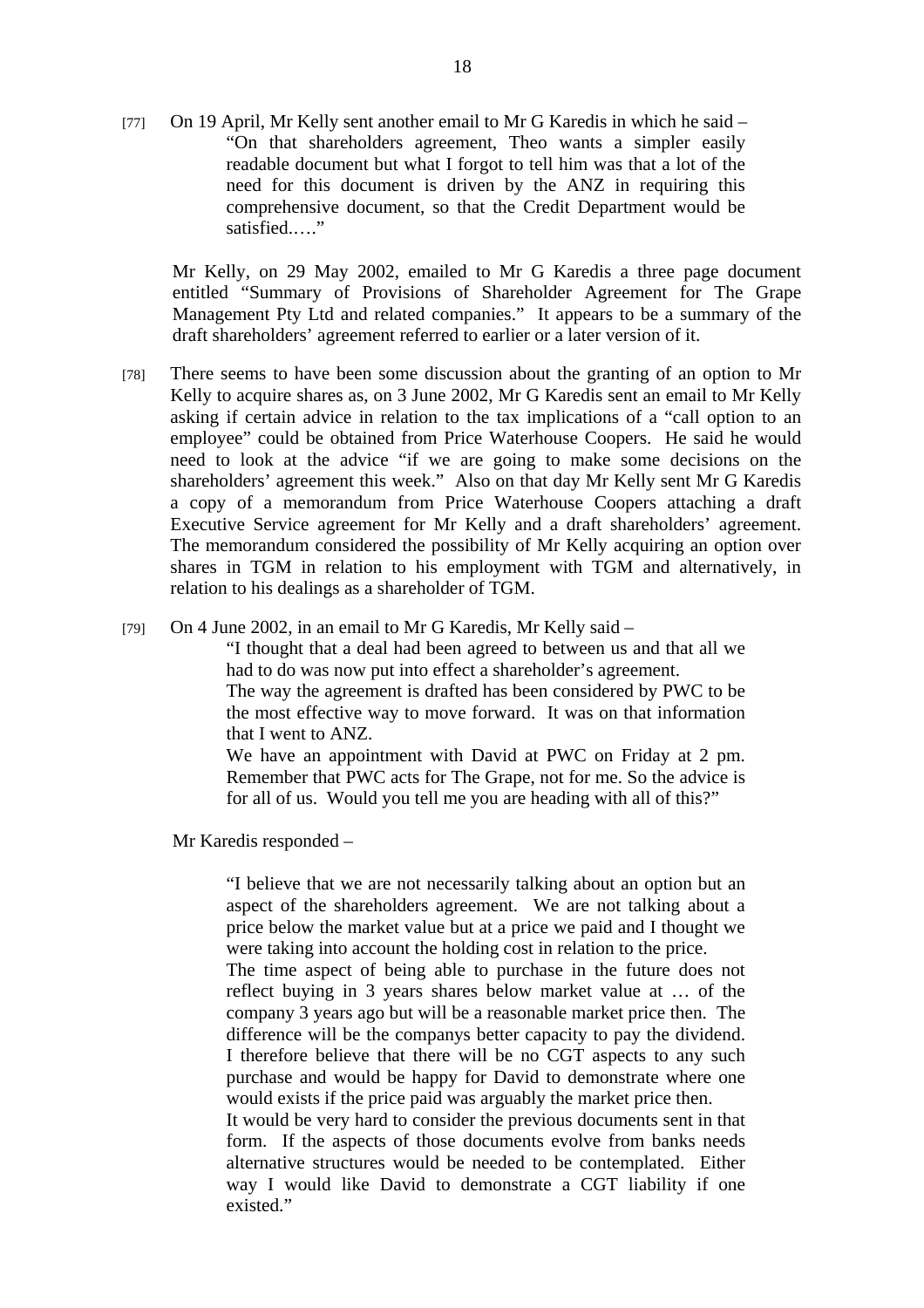[77] On 19 April, Mr Kelly sent another email to Mr G Karedis in which he said –

> "On that shareholders agreement, Theo wants a simpler easily readable document but what I forgot to tell him was that a lot of the need for this document is driven by the ANZ in requiring this comprehensive document, so that the Credit Department would be satisfied.…."

Mr Kelly, on 29 May 2002, emailed to Mr G Karedis a three page document entitled "Summary of Provisions of Shareholder Agreement for The Grape Management Pty Ltd and related companies." It appears to be a summary of the draft shareholders' agreement referred to earlier or a later version of it.

[78] There seems to have been some discussion about the granting of an option to Mr Kelly to acquire shares as, on 3 June 2002, Mr G Karedis sent an email to Mr Kelly asking if certain advice in relation to the tax implications of a "call option to an employee" could be obtained from Price Waterhouse Coopers. He said he would need to look at the advice "if we are going to make some decisions on the shareholders' agreement this week." Also on that day Mr Kelly sent Mr G Karedis a copy of a memorandum from Price Waterhouse Coopers attaching a draft Executive Service agreement for Mr Kelly and a draft shareholders' agreement. The memorandum considered the possibility of Mr Kelly acquiring an option over shares in TGM in relation to his employment with TGM and alternatively, in relation to his dealings as a shareholder of TGM.

[79] On 4 June 2002, in an email to Mr G Karedis, Mr Kelly said –

> "I thought that a deal had been agreed to between us and that all we had to do was now put into effect a shareholder's agreement.
>
> The way the agreement is drafted has been considered by PWC to be the most effective way to move forward. It was on that information that I went to ANZ.
>
> We have an appointment with David at PWC on Friday at 2 pm. Remember that PWC acts for The Grape, not for me. So the advice is for all of us. Would you tell me you are heading with all of this?"

Mr Karedis responded –

> "I believe that we are not necessarily talking about an option but an aspect of the shareholders agreement. We are not talking about a price below the market value but at a price we paid and I thought we were taking into account the holding cost in relation to the price.
>
> The time aspect of being able to purchase in the future does not reflect buying in 3 years shares below market value at … of the company 3 years ago but will be a reasonable market price then. The difference will be the companys better capacity to pay the dividend. I therefore believe that there will be no CGT aspects to any such purchase and would be happy for David to demonstrate where one would exists if the price paid was arguably the market price then.
>
> It would be very hard to consider the previous documents sent in that form. If the aspects of those documents evolve from banks needs alternative structures would be needed to be contemplated. Either way I would like David to demonstrate a CGT liability if one existed."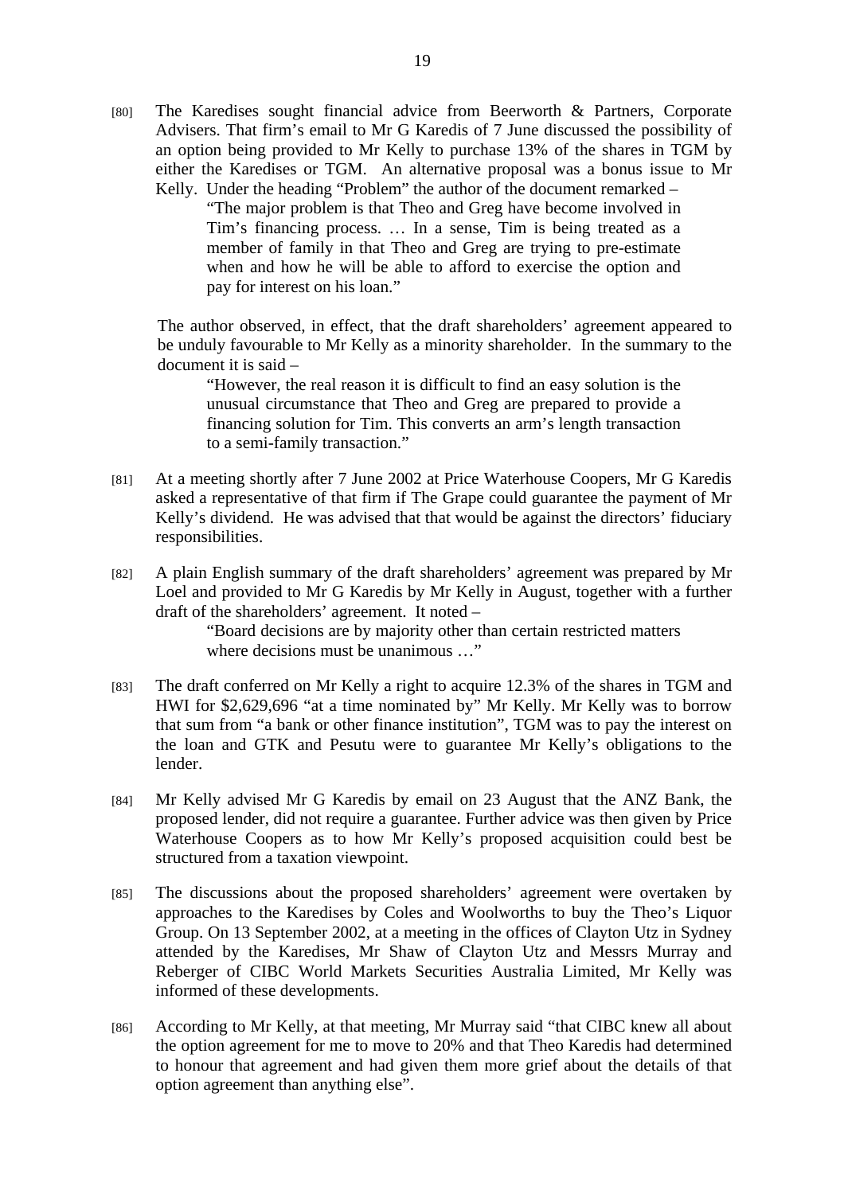[80] The Karedises sought financial advice from Beerworth & Partners, Corporate Advisers. That firm's email to Mr G Karedis of 7 June discussed the possibility of an option being provided to Mr Kelly to purchase 13% of the shares in TGM by either the Karedises or TGM. An alternative proposal was a bonus issue to Mr Kelly. Under the heading "Problem" the author of the document remarked –

> "The major problem is that Theo and Greg have become involved in Tim's financing process. … In a sense, Tim is being treated as a member of family in that Theo and Greg are trying to pre-estimate when and how he will be able to afford to exercise the option and pay for interest on his loan."

The author observed, in effect, that the draft shareholders' agreement appeared to be unduly favourable to Mr Kelly as a minority shareholder. In the summary to the document it is said –

> "However, the real reason it is difficult to find an easy solution is the unusual circumstance that Theo and Greg are prepared to provide a financing solution for Tim. This converts an arm's length transaction to a semi-family transaction."

[81] At a meeting shortly after 7 June 2002 at Price Waterhouse Coopers, Mr G Karedis asked a representative of that firm if The Grape could guarantee the payment of Mr Kelly's dividend. He was advised that that would be against the directors' fiduciary responsibilities.

[82] A plain English summary of the draft shareholders' agreement was prepared by Mr Loel and provided to Mr G Karedis by Mr Kelly in August, together with a further draft of the shareholders' agreement. It noted –

> "Board decisions are by majority other than certain restricted matters where decisions must be unanimous …"

[83] The draft conferred on Mr Kelly a right to acquire 12.3% of the shares in TGM and HWI for $2,629,696 "at a time nominated by" Mr Kelly. Mr Kelly was to borrow that sum from "a bank or other finance institution", TGM was to pay the interest on the loan and GTK and Pesutu were to guarantee Mr Kelly's obligations to the lender.

[84] Mr Kelly advised Mr G Karedis by email on 23 August that the ANZ Bank, the proposed lender, did not require a guarantee. Further advice was then given by Price Waterhouse Coopers as to how Mr Kelly's proposed acquisition could best be structured from a taxation viewpoint.

[85] The discussions about the proposed shareholders' agreement were overtaken by approaches to the Karedises by Coles and Woolworths to buy the Theo's Liquor Group. On 13 September 2002, at a meeting in the offices of Clayton Utz in Sydney attended by the Karedises, Mr Shaw of Clayton Utz and Messrs Murray and Reberger of CIBC World Markets Securities Australia Limited, Mr Kelly was informed of these developments.

[86] According to Mr Kelly, at that meeting, Mr Murray said "that CIBC knew all about the option agreement for me to move to 20% and that Theo Karedis had determined to honour that agreement and had given them more grief about the details of that option agreement than anything else".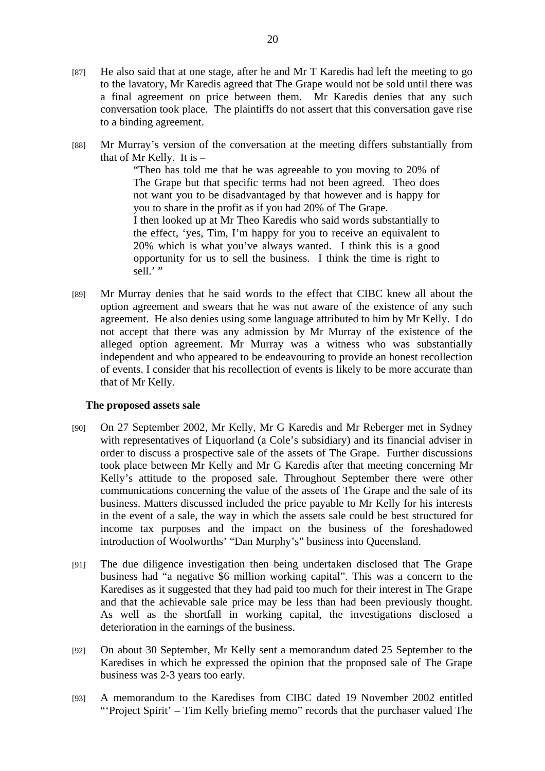[87] He also said that at one stage, after he and Mr T Karedis had left the meeting to go to the lavatory, Mr Karedis agreed that The Grape would not be sold until there was a final agreement on price between them. Mr Karedis denies that any such conversation took place. The plaintiffs do not assert that this conversation gave rise to a binding agreement.

[88] Mr Murray's version of the conversation at the meeting differs substantially from that of Mr Kelly. It is –

> "Theo has told me that he was agreeable to you moving to 20% of The Grape but that specific terms had not been agreed. Theo does not want you to be disadvantaged by that however and is happy for you to share in the profit as if you had 20% of The Grape.
>
> I then looked up at Mr Theo Karedis who said words substantially to the effect, 'yes, Tim, I'm happy for you to receive an equivalent to 20% which is what you've always wanted. I think this is a good opportunity for us to sell the business. I think the time is right to sell.' "

[89] Mr Murray denies that he said words to the effect that CIBC knew all about the option agreement and swears that he was not aware of the existence of any such agreement. He also denies using some language attributed to him by Mr Kelly. I do not accept that there was any admission by Mr Murray of the existence of the alleged option agreement. Mr Murray was a witness who was substantially independent and who appeared to be endeavouring to provide an honest recollection of events. I consider that his recollection of events is likely to be more accurate than that of Mr Kelly.

**The proposed assets sale**

[90] On 27 September 2002, Mr Kelly, Mr G Karedis and Mr Reberger met in Sydney with representatives of Liquorland (a Cole's subsidiary) and its financial adviser in order to discuss a prospective sale of the assets of The Grape. Further discussions took place between Mr Kelly and Mr G Karedis after that meeting concerning Mr Kelly's attitude to the proposed sale. Throughout September there were other communications concerning the value of the assets of The Grape and the sale of its business. Matters discussed included the price payable to Mr Kelly for his interests in the event of a sale, the way in which the assets sale could be best structured for income tax purposes and the impact on the business of the foreshadowed introduction of Woolworths' "Dan Murphy's" business into Queensland.

[91] The due diligence investigation then being undertaken disclosed that The Grape business had "a negative $6 million working capital". This was a concern to the Karedises as it suggested that they had paid too much for their interest in The Grape and that the achievable sale price may be less than had been previously thought. As well as the shortfall in working capital, the investigations disclosed a deterioration in the earnings of the business.

[92] On about 30 September, Mr Kelly sent a memorandum dated 25 September to the Karedises in which he expressed the opinion that the proposed sale of The Grape business was 2-3 years too early.

[93] A memorandum to the Karedises from CIBC dated 19 November 2002 entitled "'Project Spirit' – Tim Kelly briefing memo" records that the purchaser valued The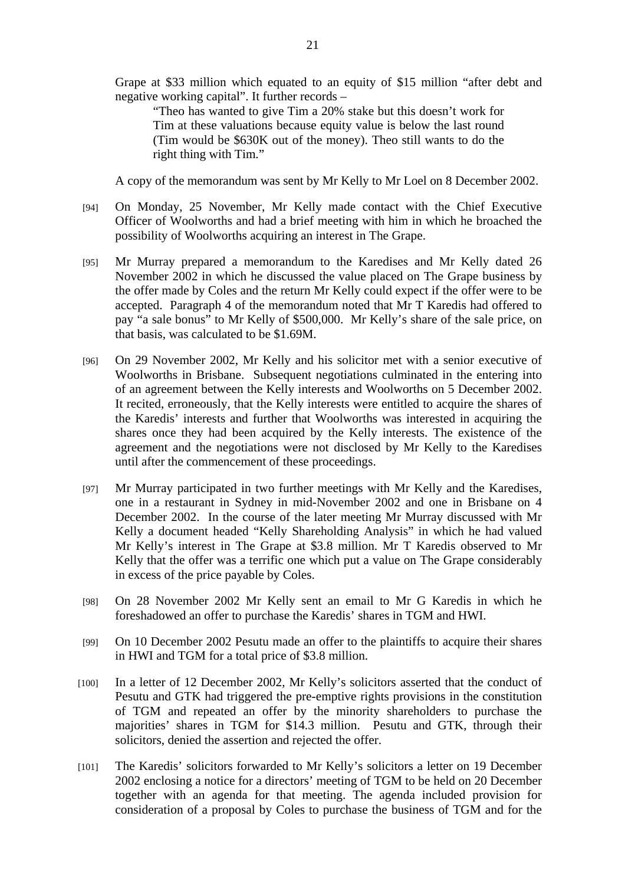Grape at $33 million which equated to an equity of $15 million "after debt and negative working capital". It further records –

> "Theo has wanted to give Tim a 20% stake but this doesn't work for Tim at these valuations because equity value is below the last round (Tim would be $630K out of the money). Theo still wants to do the right thing with Tim."

A copy of the memorandum was sent by Mr Kelly to Mr Loel on 8 December 2002.

[94] On Monday, 25 November, Mr Kelly made contact with the Chief Executive Officer of Woolworths and had a brief meeting with him in which he broached the possibility of Woolworths acquiring an interest in The Grape.

[95] Mr Murray prepared a memorandum to the Karedises and Mr Kelly dated 26 November 2002 in which he discussed the value placed on The Grape business by the offer made by Coles and the return Mr Kelly could expect if the offer were to be accepted. Paragraph 4 of the memorandum noted that Mr T Karedis had offered to pay "a sale bonus" to Mr Kelly of $500,000. Mr Kelly's share of the sale price, on that basis, was calculated to be $1.69M.

[96] On 29 November 2002, Mr Kelly and his solicitor met with a senior executive of Woolworths in Brisbane. Subsequent negotiations culminated in the entering into of an agreement between the Kelly interests and Woolworths on 5 December 2002. It recited, erroneously, that the Kelly interests were entitled to acquire the shares of the Karedis' interests and further that Woolworths was interested in acquiring the shares once they had been acquired by the Kelly interests. The existence of the agreement and the negotiations were not disclosed by Mr Kelly to the Karedises until after the commencement of these proceedings.

[97] Mr Murray participated in two further meetings with Mr Kelly and the Karedises, one in a restaurant in Sydney in mid-November 2002 and one in Brisbane on 4 December 2002. In the course of the later meeting Mr Murray discussed with Mr Kelly a document headed "Kelly Shareholding Analysis" in which he had valued Mr Kelly's interest in The Grape at $3.8 million. Mr T Karedis observed to Mr Kelly that the offer was a terrific one which put a value on The Grape considerably in excess of the price payable by Coles.

[98] On 28 November 2002 Mr Kelly sent an email to Mr G Karedis in which he foreshadowed an offer to purchase the Karedis' shares in TGM and HWI.

[99] On 10 December 2002 Pesutu made an offer to the plaintiffs to acquire their shares in HWI and TGM for a total price of $3.8 million.

[100] In a letter of 12 December 2002, Mr Kelly's solicitors asserted that the conduct of Pesutu and GTK had triggered the pre-emptive rights provisions in the constitution of TGM and repeated an offer by the minority shareholders to purchase the majorities' shares in TGM for $14.3 million. Pesutu and GTK, through their solicitors, denied the assertion and rejected the offer.

[101] The Karedis' solicitors forwarded to Mr Kelly's solicitors a letter on 19 December 2002 enclosing a notice for a directors' meeting of TGM to be held on 20 December together with an agenda for that meeting. The agenda included provision for consideration of a proposal by Coles to purchase the business of TGM and for the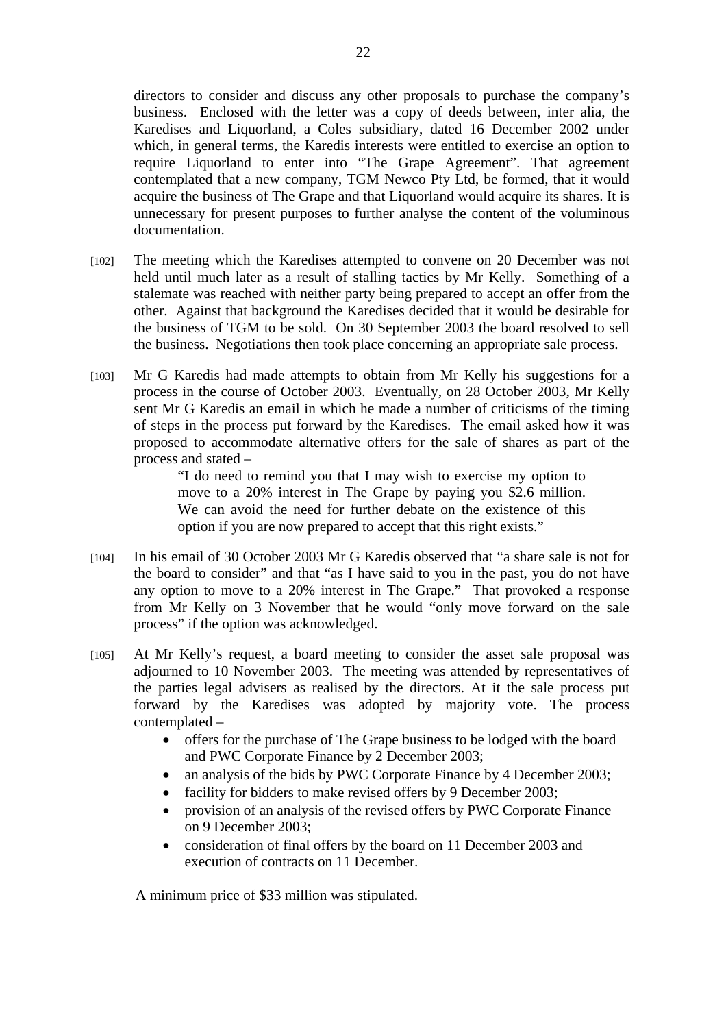directors to consider and discuss any other proposals to purchase the company's business. Enclosed with the letter was a copy of deeds between, inter alia, the Karedises and Liquorland, a Coles subsidiary, dated 16 December 2002 under which, in general terms, the Karedis interests were entitled to exercise an option to require Liquorland to enter into "The Grape Agreement". That agreement contemplated that a new company, TGM Newco Pty Ltd, be formed, that it would acquire the business of The Grape and that Liquorland would acquire its shares. It is unnecessary for present purposes to further analyse the content of the voluminous documentation.

[102] The meeting which the Karedises attempted to convene on 20 December was not held until much later as a result of stalling tactics by Mr Kelly. Something of a stalemate was reached with neither party being prepared to accept an offer from the other. Against that background the Karedises decided that it would be desirable for the business of TGM to be sold. On 30 September 2003 the board resolved to sell the business. Negotiations then took place concerning an appropriate sale process.

[103] Mr G Karedis had made attempts to obtain from Mr Kelly his suggestions for a process in the course of October 2003. Eventually, on 28 October 2003, Mr Kelly sent Mr G Karedis an email in which he made a number of criticisms of the timing of steps in the process put forward by the Karedises. The email asked how it was proposed to accommodate alternative offers for the sale of shares as part of the process and stated –

> "I do need to remind you that I may wish to exercise my option to move to a 20% interest in The Grape by paying you \$2.6 million. We can avoid the need for further debate on the existence of this option if you are now prepared to accept that this right exists."

[104] In his email of 30 October 2003 Mr G Karedis observed that "a share sale is not for the board to consider" and that "as I have said to you in the past, you do not have any option to move to a 20% interest in The Grape." That provoked a response from Mr Kelly on 3 November that he would "only move forward on the sale process" if the option was acknowledged.

[105] At Mr Kelly's request, a board meeting to consider the asset sale proposal was adjourned to 10 November 2003. The meeting was attended by representatives of the parties legal advisers as realised by the directors. At it the sale process put forward by the Karedises was adopted by majority vote. The process contemplated –

- offers for the purchase of The Grape business to be lodged with the board and PWC Corporate Finance by 2 December 2003;
- an analysis of the bids by PWC Corporate Finance by 4 December 2003;
- facility for bidders to make revised offers by 9 December 2003;
- provision of an analysis of the revised offers by PWC Corporate Finance on 9 December 2003;
- consideration of final offers by the board on 11 December 2003 and execution of contracts on 11 December.

A minimum price of \$33 million was stipulated.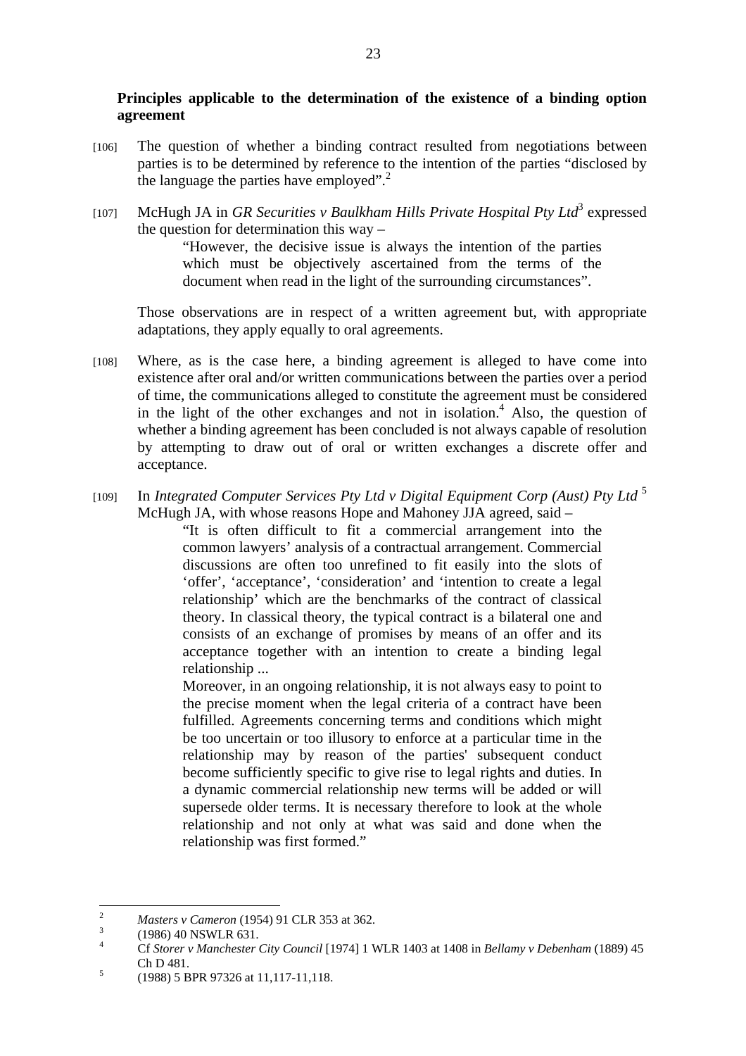**Principles applicable to the determination of the existence of a binding option agreement**

[106] The question of whether a binding contract resulted from negotiations between parties is to be determined by reference to the intention of the parties "disclosed by the language the parties have employed".[2]

[107] McHugh JA in *GR Securities v Baulkham Hills Private Hospital Pty Ltd*[3] expressed the question for determination this way –

> "However, the decisive issue is always the intention of the parties which must be objectively ascertained from the terms of the document when read in the light of the surrounding circumstances".

Those observations are in respect of a written agreement but, with appropriate adaptations, they apply equally to oral agreements.

[108] Where, as is the case here, a binding agreement is alleged to have come into existence after oral and/or written communications between the parties over a period of time, the communications alleged to constitute the agreement must be considered in the light of the other exchanges and not in isolation.[4] Also, the question of whether a binding agreement has been concluded is not always capable of resolution by attempting to draw out of oral or written exchanges a discrete offer and acceptance.

[109] In *Integrated Computer Services Pty Ltd v Digital Equipment Corp (Aust) Pty Ltd*[5] McHugh JA, with whose reasons Hope and Mahoney JJA agreed, said –

> "It is often difficult to fit a commercial arrangement into the common lawyers' analysis of a contractual arrangement. Commercial discussions are often too unrefined to fit easily into the slots of 'offer', 'acceptance', 'consideration' and 'intention to create a legal relationship' which are the benchmarks of the contract of classical theory. In classical theory, the typical contract is a bilateral one and consists of an exchange of promises by means of an offer and its acceptance together with an intention to create a binding legal relationship ...
>
> Moreover, in an ongoing relationship, it is not always easy to point to the precise moment when the legal criteria of a contract have been fulfilled. Agreements concerning terms and conditions which might be too uncertain or too illusory to enforce at a particular time in the relationship may by reason of the parties' subsequent conduct become sufficiently specific to give rise to legal rights and duties. In a dynamic commercial relationship new terms will be added or will supersede older terms. It is necessary therefore to look at the whole relationship and not only at what was said and done when the relationship was first formed."

---

[2] *Masters v Cameron* (1954) 91 CLR 353 at 362.

[3] (1986) 40 NSWLR 631.

[4] Cf *Storer v Manchester City Council* [1974] 1 WLR 1403 at 1408 in *Bellamy v Debenham* (1889) 45 Ch D 481.

[5] (1988) 5 BPR 97326 at 11,117-11,118.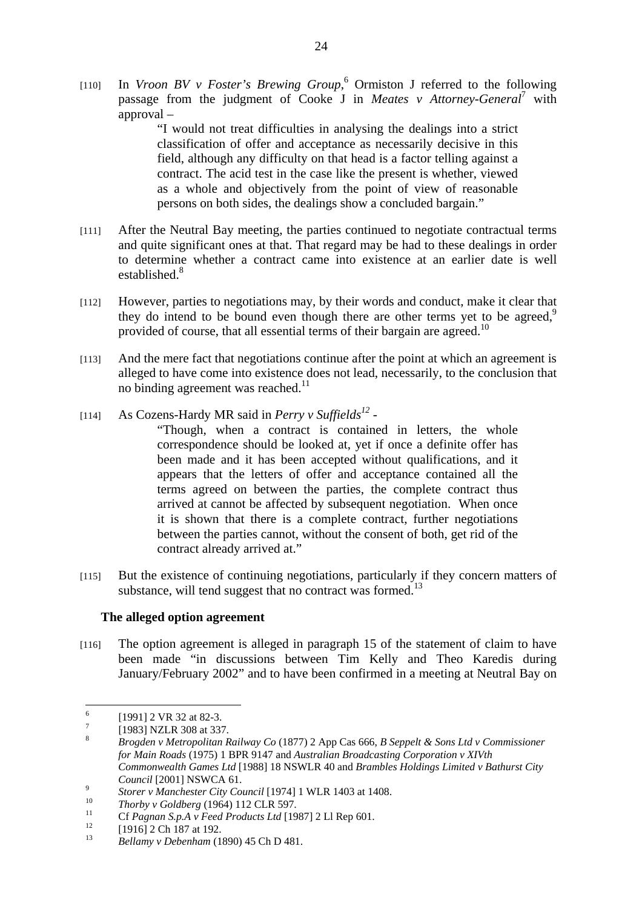[110] In *Vroon BV v Foster's Brewing Group*,[6] Ormiston J referred to the following passage from the judgment of Cooke J in *Meates v Attorney-General*[7] with approval –

> "I would not treat difficulties in analysing the dealings into a strict classification of offer and acceptance as necessarily decisive in this field, although any difficulty on that head is a factor telling against a contract. The acid test in the case like the present is whether, viewed as a whole and objectively from the point of view of reasonable persons on both sides, the dealings show a concluded bargain."

[111] After the Neutral Bay meeting, the parties continued to negotiate contractual terms and quite significant ones at that. That regard may be had to these dealings in order to determine whether a contract came into existence at an earlier date is well established.[8]

[112] However, parties to negotiations may, by their words and conduct, make it clear that they do intend to be bound even though there are other terms yet to be agreed,[9] provided of course, that all essential terms of their bargain are agreed.[10]

[113] And the mere fact that negotiations continue after the point at which an agreement is alleged to have come into existence does not lead, necessarily, to the conclusion that no binding agreement was reached.[11]

[114] As Cozens-Hardy MR said in *Perry v Suffields*[12] -

> "Though, when a contract is contained in letters, the whole correspondence should be looked at, yet if once a definite offer has been made and it has been accepted without qualifications, and it appears that the letters of offer and acceptance contained all the terms agreed on between the parties, the complete contract thus arrived at cannot be affected by subsequent negotiation. When once it is shown that there is a complete contract, further negotiations between the parties cannot, without the consent of both, get rid of the contract already arrived at."

[115] But the existence of continuing negotiations, particularly if they concern matters of substance, will tend suggest that no contract was formed.[13]

**The alleged option agreement**

[116] The option agreement is alleged in paragraph 15 of the statement of claim to have been made "in discussions between Tim Kelly and Theo Karedis during January/February 2002" and to have been confirmed in a meeting at Neutral Bay on

---

[6] [1991] 2 VR 32 at 82-3.

[7] [1983] NZLR 308 at 337.

[8] *Brogden v Metropolitan Railway Co* (1877) 2 App Cas 666, *B Seppelt & Sons Ltd v Commissioner for Main Roads* (1975) 1 BPR 9147 and *Australian Broadcasting Corporation v XIVth Commonwealth Games Ltd* [1988] 18 NSWLR 40 and *Brambles Holdings Limited v Bathurst City Council* [2001] NSWCA 61.

[9] *Storer v Manchester City Council* [1974] 1 WLR 1403 at 1408.

[10] *Thorby v Goldberg* (1964) 112 CLR 597.

[11] Cf *Pagnan S.p.A v Feed Products Ltd* [1987] 2 Ll Rep 601.

[12] [1916] 2 Ch 187 at 192.

[13] *Bellamy v Debenham* (1890) 45 Ch D 481.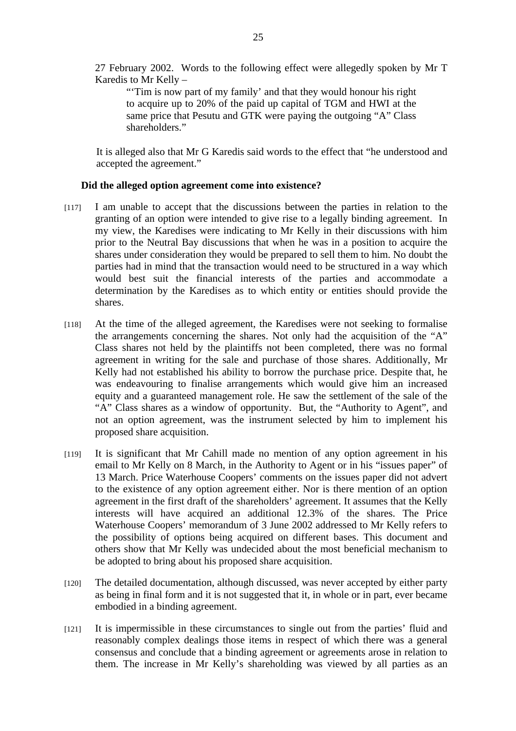27 February 2002. Words to the following effect were allegedly spoken by Mr T Karedis to Mr Kelly –

> "'Tim is now part of my family' and that they would honour his right to acquire up to 20% of the paid up capital of TGM and HWI at the same price that Pesutu and GTK were paying the outgoing "A" Class shareholders."

It is alleged also that Mr G Karedis said words to the effect that "he understood and accepted the agreement."

**Did the alleged option agreement come into existence?**

[117] I am unable to accept that the discussions between the parties in relation to the granting of an option were intended to give rise to a legally binding agreement. In my view, the Karedises were indicating to Mr Kelly in their discussions with him prior to the Neutral Bay discussions that when he was in a position to acquire the shares under consideration they would be prepared to sell them to him. No doubt the parties had in mind that the transaction would need to be structured in a way which would best suit the financial interests of the parties and accommodate a determination by the Karedises as to which entity or entities should provide the shares.

[118] At the time of the alleged agreement, the Karedises were not seeking to formalise the arrangements concerning the shares. Not only had the acquisition of the "A" Class shares not held by the plaintiffs not been completed, there was no formal agreement in writing for the sale and purchase of those shares. Additionally, Mr Kelly had not established his ability to borrow the purchase price. Despite that, he was endeavouring to finalise arrangements which would give him an increased equity and a guaranteed management role. He saw the settlement of the sale of the "A" Class shares as a window of opportunity. But, the "Authority to Agent", and not an option agreement, was the instrument selected by him to implement his proposed share acquisition.

[119] It is significant that Mr Cahill made no mention of any option agreement in his email to Mr Kelly on 8 March, in the Authority to Agent or in his "issues paper" of 13 March. Price Waterhouse Coopers' comments on the issues paper did not advert to the existence of any option agreement either. Nor is there mention of an option agreement in the first draft of the shareholders' agreement. It assumes that the Kelly interests will have acquired an additional 12.3% of the shares. The Price Waterhouse Coopers' memorandum of 3 June 2002 addressed to Mr Kelly refers to the possibility of options being acquired on different bases. This document and others show that Mr Kelly was undecided about the most beneficial mechanism to be adopted to bring about his proposed share acquisition.

[120] The detailed documentation, although discussed, was never accepted by either party as being in final form and it is not suggested that it, in whole or in part, ever became embodied in a binding agreement.

[121] It is impermissible in these circumstances to single out from the parties' fluid and reasonably complex dealings those items in respect of which there was a general consensus and conclude that a binding agreement or agreements arose in relation to them. The increase in Mr Kelly's shareholding was viewed by all parties as an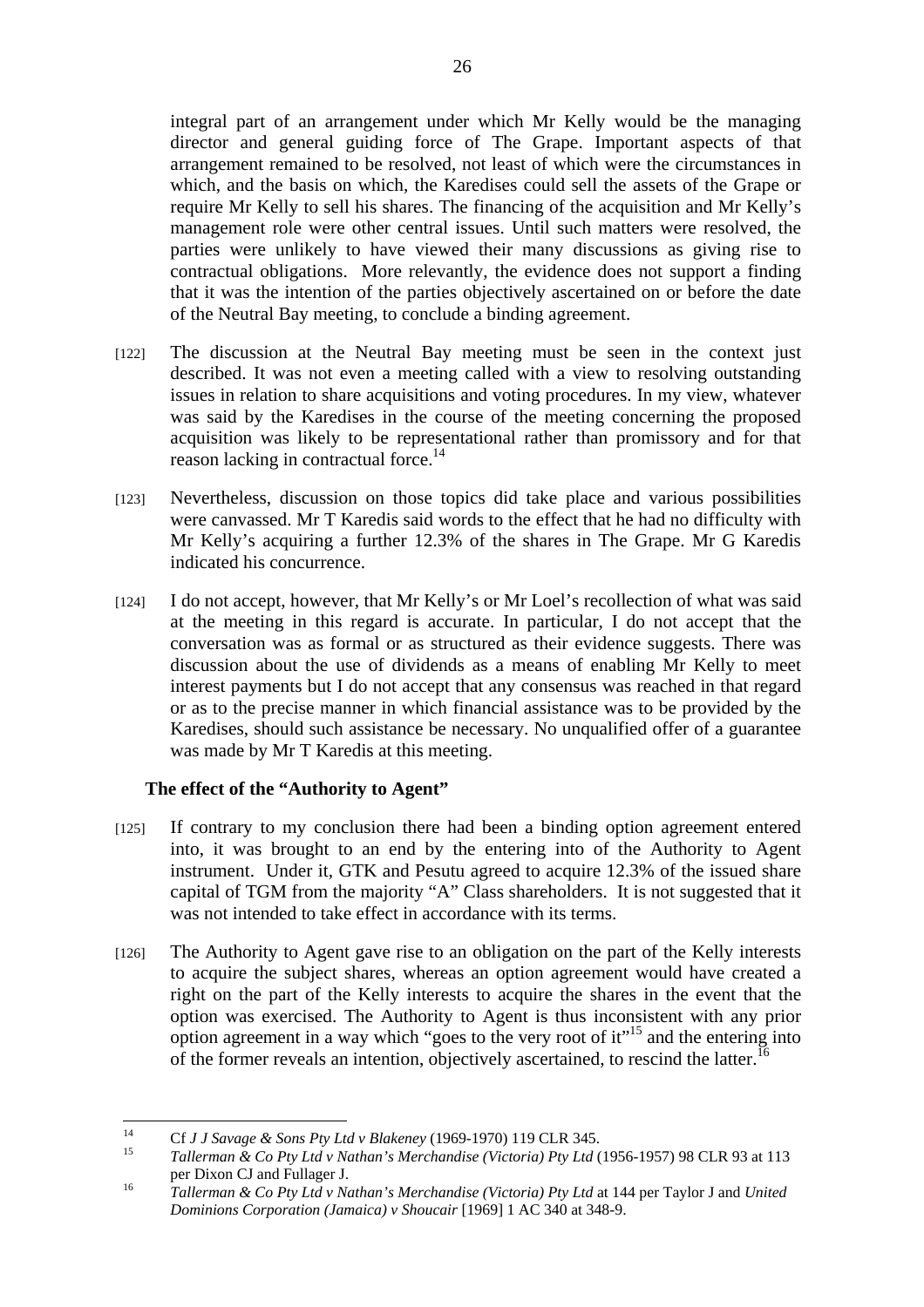integral part of an arrangement under which Mr Kelly would be the managing director and general guiding force of The Grape. Important aspects of that arrangement remained to be resolved, not least of which were the circumstances in which, and the basis on which, the Karedises could sell the assets of the Grape or require Mr Kelly to sell his shares. The financing of the acquisition and Mr Kelly's management role were other central issues. Until such matters were resolved, the parties were unlikely to have viewed their many discussions as giving rise to contractual obligations. More relevantly, the evidence does not support a finding that it was the intention of the parties objectively ascertained on or before the date of the Neutral Bay meeting, to conclude a binding agreement.

[122] The discussion at the Neutral Bay meeting must be seen in the context just described. It was not even a meeting called with a view to resolving outstanding issues in relation to share acquisitions and voting procedures. In my view, whatever was said by the Karedises in the course of the meeting concerning the proposed acquisition was likely to be representational rather than promissory and for that reason lacking in contractual force.[14]

[123] Nevertheless, discussion on those topics did take place and various possibilities were canvassed. Mr T Karedis said words to the effect that he had no difficulty with Mr Kelly's acquiring a further 12.3% of the shares in The Grape. Mr G Karedis indicated his concurrence.

[124] I do not accept, however, that Mr Kelly's or Mr Loel's recollection of what was said at the meeting in this regard is accurate. In particular, I do not accept that the conversation was as formal or as structured as their evidence suggests. There was discussion about the use of dividends as a means of enabling Mr Kelly to meet interest payments but I do not accept that any consensus was reached in that regard or as to the precise manner in which financial assistance was to be provided by the Karedises, should such assistance be necessary. No unqualified offer of a guarantee was made by Mr T Karedis at this meeting.

### The effect of the "Authority to Agent"

[125] If contrary to my conclusion there had been a binding option agreement entered into, it was brought to an end by the entering into of the Authority to Agent instrument. Under it, GTK and Pesutu agreed to acquire 12.3% of the issued share capital of TGM from the majority "A" Class shareholders. It is not suggested that it was not intended to take effect in accordance with its terms.

[126] The Authority to Agent gave rise to an obligation on the part of the Kelly interests to acquire the subject shares, whereas an option agreement would have created a right on the part of the Kelly interests to acquire the shares in the event that the option was exercised. The Authority to Agent is thus inconsistent with any prior option agreement in a way which "goes to the very root of it"[15] and the entering into of the former reveals an intention, objectively ascertained, to rescind the latter.[16]

---

[14] Cf *J J Savage & Sons Pty Ltd v Blakeney* (1969-1970) 119 CLR 345.

[15] *Tallerman & Co Pty Ltd v Nathan's Merchandise (Victoria) Pty Ltd* (1956-1957) 98 CLR 93 at 113 per Dixon CJ and Fullager J.

[16] *Tallerman & Co Pty Ltd v Nathan's Merchandise (Victoria) Pty Ltd* at 144 per Taylor J and *United Dominions Corporation (Jamaica) v Shoucair* [1969] 1 AC 340 at 348-9.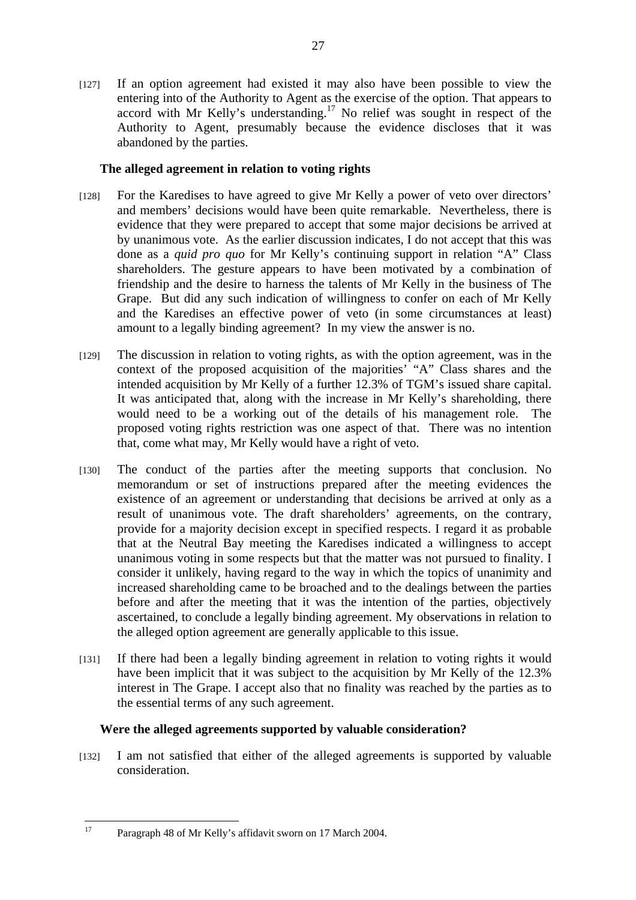[127] If an option agreement had existed it may also have been possible to view the entering into of the Authority to Agent as the exercise of the option. That appears to accord with Mr Kelly's understanding.[17] No relief was sought in respect of the Authority to Agent, presumably because the evidence discloses that it was abandoned by the parties.

### The alleged agreement in relation to voting rights

[128] For the Karedises to have agreed to give Mr Kelly a power of veto over directors' and members' decisions would have been quite remarkable. Nevertheless, there is evidence that they were prepared to accept that some major decisions be arrived at by unanimous vote. As the earlier discussion indicates, I do not accept that this was done as a *quid pro quo* for Mr Kelly's continuing support in relation "A" Class shareholders. The gesture appears to have been motivated by a combination of friendship and the desire to harness the talents of Mr Kelly in the business of The Grape. But did any such indication of willingness to confer on each of Mr Kelly and the Karedises an effective power of veto (in some circumstances at least) amount to a legally binding agreement? In my view the answer is no.

[129] The discussion in relation to voting rights, as with the option agreement, was in the context of the proposed acquisition of the majorities' "A" Class shares and the intended acquisition by Mr Kelly of a further 12.3% of TGM's issued share capital. It was anticipated that, along with the increase in Mr Kelly's shareholding, there would need to be a working out of the details of his management role. The proposed voting rights restriction was one aspect of that. There was no intention that, come what may, Mr Kelly would have a right of veto.

[130] The conduct of the parties after the meeting supports that conclusion. No memorandum or set of instructions prepared after the meeting evidences the existence of an agreement or understanding that decisions be arrived at only as a result of unanimous vote. The draft shareholders' agreements, on the contrary, provide for a majority decision except in specified respects. I regard it as probable that at the Neutral Bay meeting the Karedises indicated a willingness to accept unanimous voting in some respects but that the matter was not pursued to finality. I consider it unlikely, having regard to the way in which the topics of unanimity and increased shareholding came to be broached and to the dealings between the parties before and after the meeting that it was the intention of the parties, objectively ascertained, to conclude a legally binding agreement. My observations in relation to the alleged option agreement are generally applicable to this issue.

[131] If there had been a legally binding agreement in relation to voting rights it would have been implicit that it was subject to the acquisition by Mr Kelly of the 12.3% interest in The Grape. I accept also that no finality was reached by the parties as to the essential terms of any such agreement.

### Were the alleged agreements supported by valuable consideration?

[132] I am not satisfied that either of the alleged agreements is supported by valuable consideration.

[17] Paragraph 48 of Mr Kelly's affidavit sworn on 17 March 2004.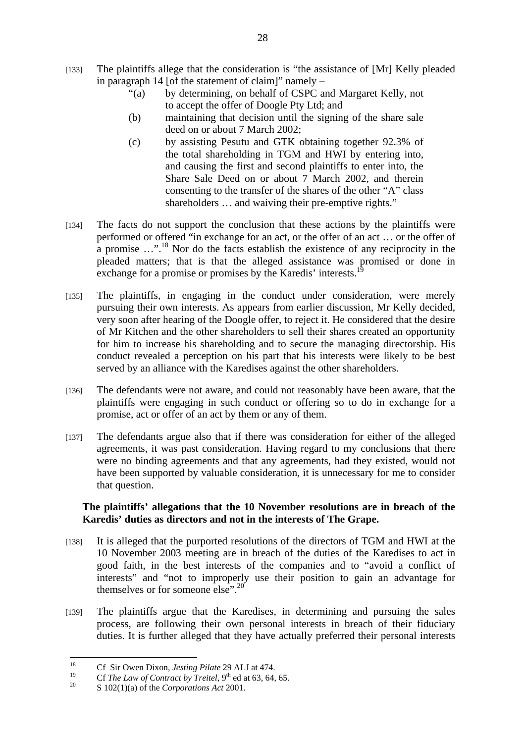[133] The plaintiffs allege that the consideration is "the assistance of [Mr] Kelly pleaded in paragraph 14 [of the statement of claim]" namely –

> "(a) by determining, on behalf of CSPC and Margaret Kelly, not to accept the offer of Doogle Pty Ltd; and
>
> (b) maintaining that decision until the signing of the share sale deed on or about 7 March 2002;
>
> (c) by assisting Pesutu and GTK obtaining together 92.3% of the total shareholding in TGM and HWI by entering into, and causing the first and second plaintiffs to enter into, the Share Sale Deed on or about 7 March 2002, and therein consenting to the transfer of the shares of the other "A" class shareholders … and waiving their pre-emptive rights."

[134] The facts do not support the conclusion that these actions by the plaintiffs were performed or offered "in exchange for an act, or the offer of an act … or the offer of a promise …".[18] Nor do the facts establish the existence of any reciprocity in the pleaded matters; that is that the alleged assistance was promised or done in exchange for a promise or promises by the Karedis' interests.[19]

[135] The plaintiffs, in engaging in the conduct under consideration, were merely pursuing their own interests. As appears from earlier discussion, Mr Kelly decided, very soon after hearing of the Doogle offer, to reject it. He considered that the desire of Mr Kitchen and the other shareholders to sell their shares created an opportunity for him to increase his shareholding and to secure the managing directorship. His conduct revealed a perception on his part that his interests were likely to be best served by an alliance with the Karedises against the other shareholders.

[136] The defendants were not aware, and could not reasonably have been aware, that the plaintiffs were engaging in such conduct or offering so to do in exchange for a promise, act or offer of an act by them or any of them.

[137] The defendants argue also that if there was consideration for either of the alleged agreements, it was past consideration. Having regard to my conclusions that there were no binding agreements and that any agreements, had they existed, would not have been supported by valuable consideration, it is unnecessary for me to consider that question.

**The plaintiffs' allegations that the 10 November resolutions are in breach of the Karedis' duties as directors and not in the interests of The Grape.**

[138] It is alleged that the purported resolutions of the directors of TGM and HWI at the 10 November 2003 meeting are in breach of the duties of the Karedises to act in good faith, in the best interests of the companies and to "avoid a conflict of interests" and "not to improperly use their position to gain an advantage for themselves or for someone else".[20]

[139] The plaintiffs argue that the Karedises, in determining and pursuing the sales process, are following their own personal interests in breach of their fiduciary duties. It is further alleged that they have actually preferred their personal interests

---

[18] Cf Sir Owen Dixon, *Jesting Pilate* 29 ALJ at 474.

[19] Cf *The Law of Contract by Treitel*, 9th ed at 63, 64, 65.

[20] S 102(1)(a) of the *Corporations Act* 2001.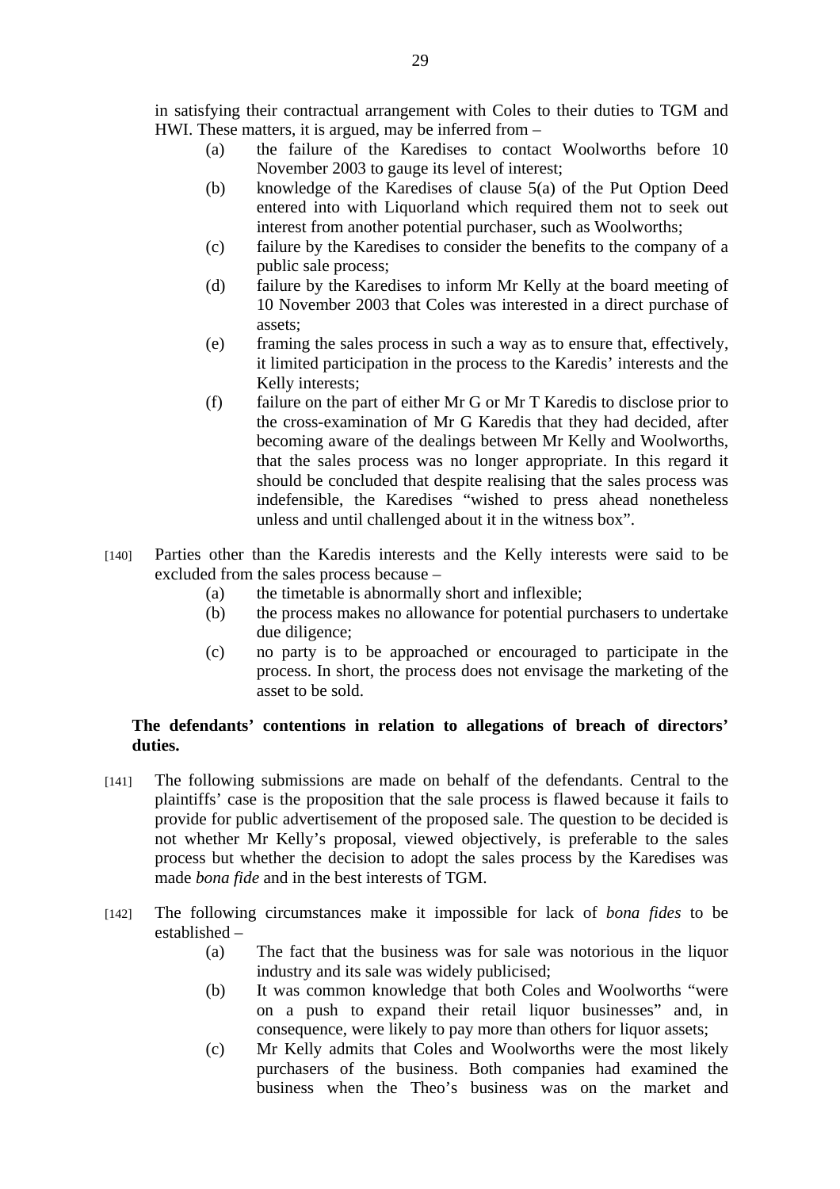in satisfying their contractual arrangement with Coles to their duties to TGM and HWI. These matters, it is argued, may be inferred from –

(a) the failure of the Karedises to contact Woolworths before 10 November 2003 to gauge its level of interest;

(b) knowledge of the Karedises of clause 5(a) of the Put Option Deed entered into with Liquorland which required them not to seek out interest from another potential purchaser, such as Woolworths;

(c) failure by the Karedises to consider the benefits to the company of a public sale process;

(d) failure by the Karedises to inform Mr Kelly at the board meeting of 10 November 2003 that Coles was interested in a direct purchase of assets;

(e) framing the sales process in such a way as to ensure that, effectively, it limited participation in the process to the Karedis' interests and the Kelly interests;

(f) failure on the part of either Mr G or Mr T Karedis to disclose prior to the cross-examination of Mr G Karedis that they had decided, after becoming aware of the dealings between Mr Kelly and Woolworths, that the sales process was no longer appropriate. In this regard it should be concluded that despite realising that the sales process was indefensible, the Karedises "wished to press ahead nonetheless unless and until challenged about it in the witness box".

[140] Parties other than the Karedis interests and the Kelly interests were said to be excluded from the sales process because –

(a) the timetable is abnormally short and inflexible;

(b) the process makes no allowance for potential purchasers to undertake due diligence;

(c) no party is to be approached or encouraged to participate in the process. In short, the process does not envisage the marketing of the asset to be sold.

**The defendants' contentions in relation to allegations of breach of directors' duties.**

[141] The following submissions are made on behalf of the defendants. Central to the plaintiffs' case is the proposition that the sale process is flawed because it fails to provide for public advertisement of the proposed sale. The question to be decided is not whether Mr Kelly's proposal, viewed objectively, is preferable to the sales process but whether the decision to adopt the sales process by the Karedises was made *bona fide* and in the best interests of TGM.

[142] The following circumstances make it impossible for lack of *bona fides* to be established –

(a) The fact that the business was for sale was notorious in the liquor industry and its sale was widely publicised;

(b) It was common knowledge that both Coles and Woolworths "were on a push to expand their retail liquor businesses" and, in consequence, were likely to pay more than others for liquor assets;

(c) Mr Kelly admits that Coles and Woolworths were the most likely purchasers of the business. Both companies had examined the business when the Theo's business was on the market and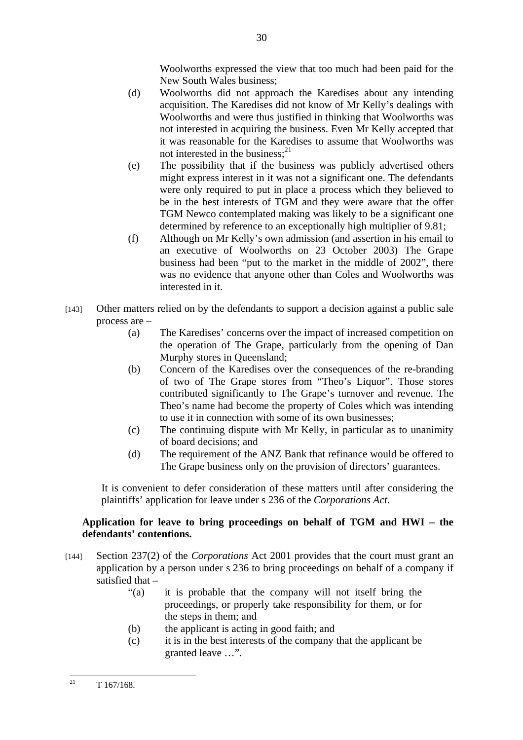Woolworths expressed the view that too much had been paid for the New South Wales business;

(d) Woolworths did not approach the Karedises about any intending acquisition. The Karedises did not know of Mr Kelly's dealings with Woolworths and were thus justified in thinking that Woolworths was not interested in acquiring the business. Even Mr Kelly accepted that it was reasonable for the Karedises to assume that Woolworths was not interested in the business;[21]

(e) The possibility that if the business was publicly advertised others might express interest in it was not a significant one. The defendants were only required to put in place a process which they believed to be in the best interests of TGM and they were aware that the offer TGM Newco contemplated making was likely to be a significant one determined by reference to an exceptionally high multiplier of 9.81;

(f) Although on Mr Kelly's own admission (and assertion in his email to an executive of Woolworths on 23 October 2003) The Grape business had been "put to the market in the middle of 2002", there was no evidence that anyone other than Coles and Woolworths was interested in it.

[143] Other matters relied on by the defendants to support a decision against a public sale process are –

(a) The Karedises' concerns over the impact of increased competition on the operation of The Grape, particularly from the opening of Dan Murphy stores in Queensland;

(b) Concern of the Karedises over the consequences of the re-branding of two of The Grape stores from "Theo's Liquor". Those stores contributed significantly to The Grape's turnover and revenue. The Theo's name had become the property of Coles which was intending to use it in connection with some of its own businesses;

(c) The continuing dispute with Mr Kelly, in particular as to unanimity of board decisions; and

(d) The requirement of the ANZ Bank that refinance would be offered to The Grape business only on the provision of directors' guarantees.

It is convenient to defer consideration of these matters until after considering the plaintiffs' application for leave under s 236 of the *Corporations Act*.

**Application for leave to bring proceedings on behalf of TGM and HWI – the defendants' contentions.**

[144] Section 237(2) of the *Corporations* Act 2001 provides that the court must grant an application by a person under s 236 to bring proceedings on behalf of a company if satisfied that –

> "(a) it is probable that the company will not itself bring the proceedings, or properly take responsibility for them, or for the steps in them; and
>
> (b) the applicant is acting in good faith; and
>
> (c) it is in the best interests of the company that the applicant be granted leave …".

[21] T 167/168.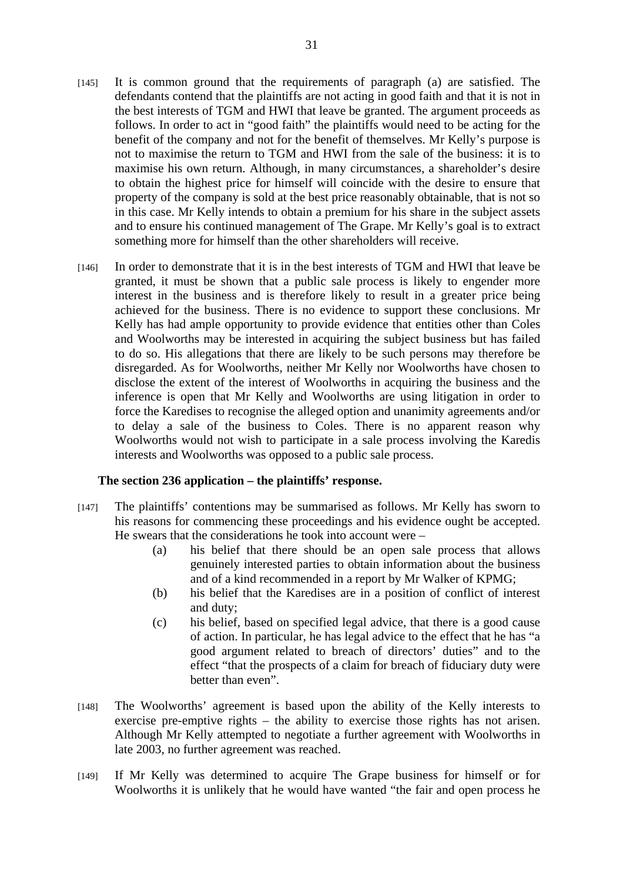[145] It is common ground that the requirements of paragraph (a) are satisfied. The defendants contend that the plaintiffs are not acting in good faith and that it is not in the best interests of TGM and HWI that leave be granted. The argument proceeds as follows. In order to act in "good faith" the plaintiffs would need to be acting for the benefit of the company and not for the benefit of themselves. Mr Kelly's purpose is not to maximise the return to TGM and HWI from the sale of the business: it is to maximise his own return. Although, in many circumstances, a shareholder's desire to obtain the highest price for himself will coincide with the desire to ensure that property of the company is sold at the best price reasonably obtainable, that is not so in this case. Mr Kelly intends to obtain a premium for his share in the subject assets and to ensure his continued management of The Grape. Mr Kelly's goal is to extract something more for himself than the other shareholders will receive.

[146] In order to demonstrate that it is in the best interests of TGM and HWI that leave be granted, it must be shown that a public sale process is likely to engender more interest in the business and is therefore likely to result in a greater price being achieved for the business. There is no evidence to support these conclusions. Mr Kelly has had ample opportunity to provide evidence that entities other than Coles and Woolworths may be interested in acquiring the subject business but has failed to do so. His allegations that there are likely to be such persons may therefore be disregarded. As for Woolworths, neither Mr Kelly nor Woolworths have chosen to disclose the extent of the interest of Woolworths in acquiring the business and the inference is open that Mr Kelly and Woolworths are using litigation in order to force the Karedises to recognise the alleged option and unanimity agreements and/or to delay a sale of the business to Coles. There is no apparent reason why Woolworths would not wish to participate in a sale process involving the Karedis interests and Woolworths was opposed to a public sale process.

**The section 236 application – the plaintiffs' response.**

[147] The plaintiffs' contentions may be summarised as follows. Mr Kelly has sworn to his reasons for commencing these proceedings and his evidence ought be accepted. He swears that the considerations he took into account were –

(a) his belief that there should be an open sale process that allows genuinely interested parties to obtain information about the business and of a kind recommended in a report by Mr Walker of KPMG;

(b) his belief that the Karedises are in a position of conflict of interest and duty;

(c) his belief, based on specified legal advice, that there is a good cause of action. In particular, he has legal advice to the effect that he has "a good argument related to breach of directors' duties" and to the effect "that the prospects of a claim for breach of fiduciary duty were better than even".

[148] The Woolworths' agreement is based upon the ability of the Kelly interests to exercise pre-emptive rights – the ability to exercise those rights has not arisen. Although Mr Kelly attempted to negotiate a further agreement with Woolworths in late 2003, no further agreement was reached.

[149] If Mr Kelly was determined to acquire The Grape business for himself or for Woolworths it is unlikely that he would have wanted "the fair and open process he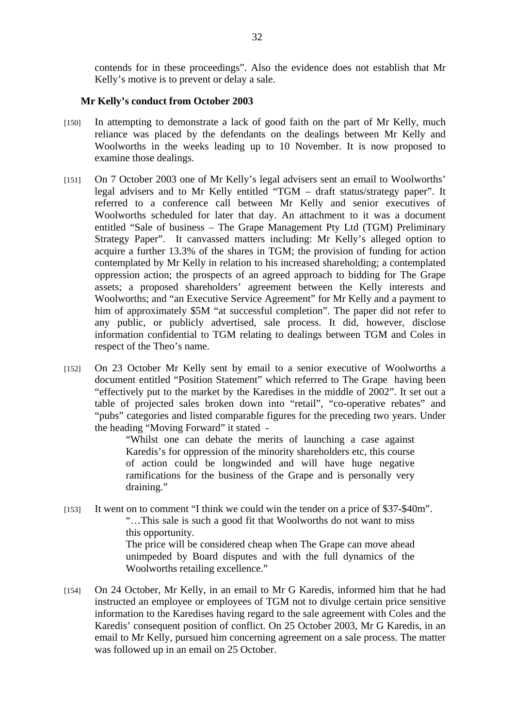contends for in these proceedings". Also the evidence does not establish that Mr Kelly's motive is to prevent or delay a sale.

### Mr Kelly's conduct from October 2003

[150] In attempting to demonstrate a lack of good faith on the part of Mr Kelly, much reliance was placed by the defendants on the dealings between Mr Kelly and Woolworths in the weeks leading up to 10 November. It is now proposed to examine those dealings.

[151] On 7 October 2003 one of Mr Kelly's legal advisers sent an email to Woolworths' legal advisers and to Mr Kelly entitled "TGM – draft status/strategy paper". It referred to a conference call between Mr Kelly and senior executives of Woolworths scheduled for later that day. An attachment to it was a document entitled "Sale of business – The Grape Management Pty Ltd (TGM) Preliminary Strategy Paper". It canvassed matters including: Mr Kelly's alleged option to acquire a further 13.3% of the shares in TGM; the provision of funding for action contemplated by Mr Kelly in relation to his increased shareholding; a contemplated oppression action; the prospects of an agreed approach to bidding for The Grape assets; a proposed shareholders' agreement between the Kelly interests and Woolworths; and "an Executive Service Agreement" for Mr Kelly and a payment to him of approximately $5M "at successful completion". The paper did not refer to any public, or publicly advertised, sale process. It did, however, disclose information confidential to TGM relating to dealings between TGM and Coles in respect of the Theo's name.

[152] On 23 October Mr Kelly sent by email to a senior executive of Woolworths a document entitled "Position Statement" which referred to The Grape having been "effectively put to the market by the Karedises in the middle of 2002". It set out a table of projected sales broken down into "retail", "co-operative rebates" and "pubs" categories and listed comparable figures for the preceding two years. Under the heading "Moving Forward" it stated -

> "Whilst one can debate the merits of launching a case against Karedis's for oppression of the minority shareholders etc, this course of action could be longwinded and will have huge negative ramifications for the business of the Grape and is personally very draining."

[153] It went on to comment "I think we could win the tender on a price of $37-$40m".

> "…This sale is such a good fit that Woolworths do not want to miss this opportunity.
>
> The price will be considered cheap when The Grape can move ahead unimpeded by Board disputes and with the full dynamics of the Woolworths retailing excellence."

[154] On 24 October, Mr Kelly, in an email to Mr G Karedis, informed him that he had instructed an employee or employees of TGM not to divulge certain price sensitive information to the Karedises having regard to the sale agreement with Coles and the Karedis' consequent position of conflict. On 25 October 2003, Mr G Karedis, in an email to Mr Kelly, pursued him concerning agreement on a sale process. The matter was followed up in an email on 25 October.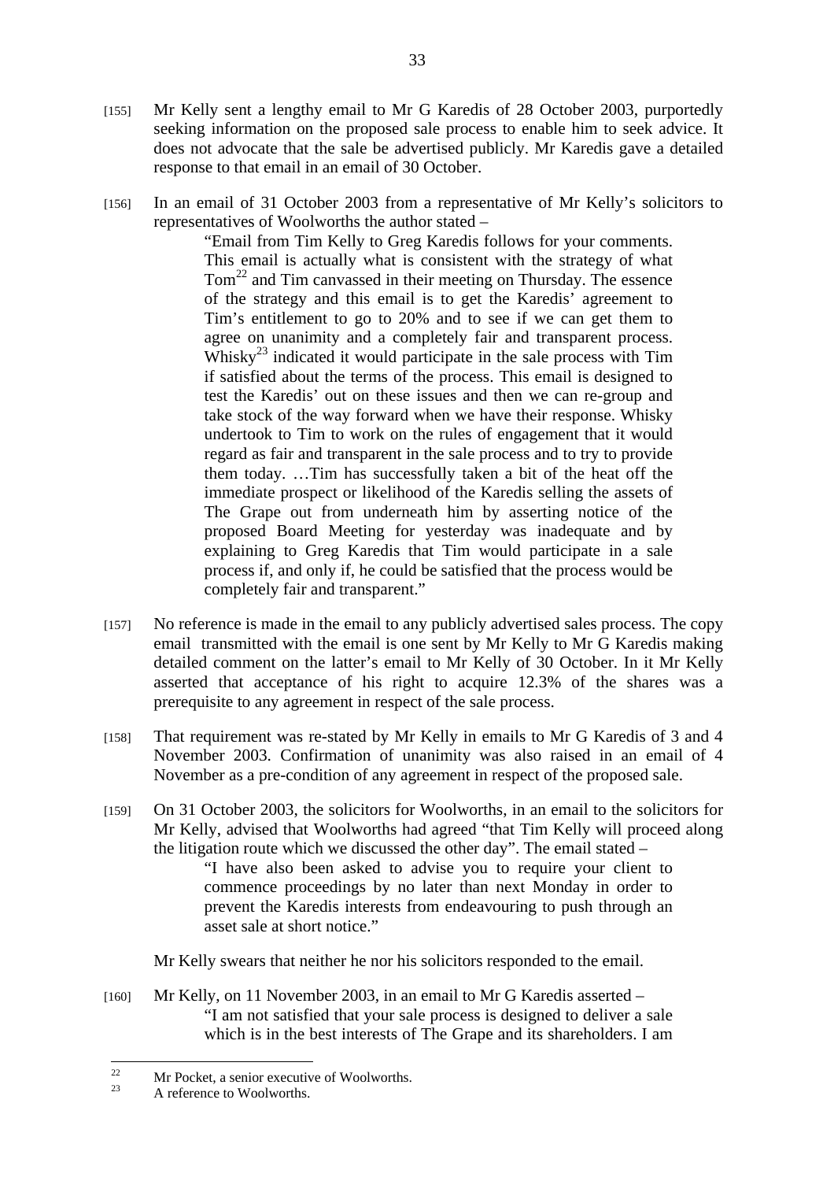[155] Mr Kelly sent a lengthy email to Mr G Karedis of 28 October 2003, purportedly seeking information on the proposed sale process to enable him to seek advice. It does not advocate that the sale be advertised publicly. Mr Karedis gave a detailed response to that email in an email of 30 October.

[156] In an email of 31 October 2003 from a representative of Mr Kelly's solicitors to representatives of Woolworths the author stated –

> "Email from Tim Kelly to Greg Karedis follows for your comments. This email is actually what is consistent with the strategy of what Tom[22] and Tim canvassed in their meeting on Thursday. The essence of the strategy and this email is to get the Karedis' agreement to Tim's entitlement to go to 20% and to see if we can get them to agree on unanimity and a completely fair and transparent process. Whisky[23] indicated it would participate in the sale process with Tim if satisfied about the terms of the process. This email is designed to test the Karedis' out on these issues and then we can re-group and take stock of the way forward when we have their response. Whisky undertook to Tim to work on the rules of engagement that it would regard as fair and transparent in the sale process and to try to provide them today. …Tim has successfully taken a bit of the heat off the immediate prospect or likelihood of the Karedis selling the assets of The Grape out from underneath him by asserting notice of the proposed Board Meeting for yesterday was inadequate and by explaining to Greg Karedis that Tim would participate in a sale process if, and only if, he could be satisfied that the process would be completely fair and transparent."

[157] No reference is made in the email to any publicly advertised sales process. The copy email transmitted with the email is one sent by Mr Kelly to Mr G Karedis making detailed comment on the latter's email to Mr Kelly of 30 October. In it Mr Kelly asserted that acceptance of his right to acquire 12.3% of the shares was a prerequisite to any agreement in respect of the sale process.

[158] That requirement was re-stated by Mr Kelly in emails to Mr G Karedis of 3 and 4 November 2003. Confirmation of unanimity was also raised in an email of 4 November as a pre-condition of any agreement in respect of the proposed sale.

[159] On 31 October 2003, the solicitors for Woolworths, in an email to the solicitors for Mr Kelly, advised that Woolworths had agreed "that Tim Kelly will proceed along the litigation route which we discussed the other day". The email stated –

> "I have also been asked to advise you to require your client to commence proceedings by no later than next Monday in order to prevent the Karedis interests from endeavouring to push through an asset sale at short notice."

Mr Kelly swears that neither he nor his solicitors responded to the email.

[160] Mr Kelly, on 11 November 2003, in an email to Mr G Karedis asserted –

> "I am not satisfied that your sale process is designed to deliver a sale which is in the best interests of The Grape and its shareholders. I am

---

[22] Mr Pocket, a senior executive of Woolworths.

[23] A reference to Woolworths.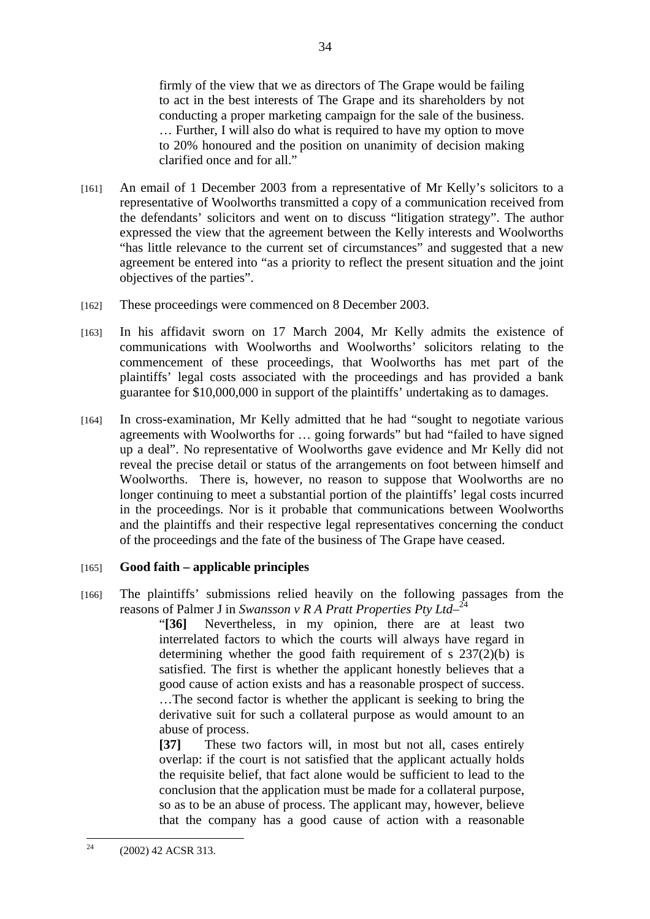firmly of the view that we as directors of The Grape would be failing to act in the best interests of The Grape and its shareholders by not conducting a proper marketing campaign for the sale of the business. … Further, I will also do what is required to have my option to move to 20% honoured and the position on unanimity of decision making clarified once and for all."

[161] An email of 1 December 2003 from a representative of Mr Kelly's solicitors to a representative of Woolworths transmitted a copy of a communication received from the defendants' solicitors and went on to discuss "litigation strategy". The author expressed the view that the agreement between the Kelly interests and Woolworths "has little relevance to the current set of circumstances" and suggested that a new agreement be entered into "as a priority to reflect the present situation and the joint objectives of the parties".

[162] These proceedings were commenced on 8 December 2003.

[163] In his affidavit sworn on 17 March 2004, Mr Kelly admits the existence of communications with Woolworths and Woolworths' solicitors relating to the commencement of these proceedings, that Woolworths has met part of the plaintiffs' legal costs associated with the proceedings and has provided a bank guarantee for $10,000,000 in support of the plaintiffs' undertaking as to damages.

[164] In cross-examination, Mr Kelly admitted that he had "sought to negotiate various agreements with Woolworths for … going forwards" but had "failed to have signed up a deal". No representative of Woolworths gave evidence and Mr Kelly did not reveal the precise detail or status of the arrangements on foot between himself and Woolworths. There is, however, no reason to suppose that Woolworths are no longer continuing to meet a substantial portion of the plaintiffs' legal costs incurred in the proceedings. Nor is it probable that communications between Woolworths and the plaintiffs and their respective legal representatives concerning the conduct of the proceedings and the fate of the business of The Grape have ceased.

[165] **Good faith – applicable principles**

[166] The plaintiffs' submissions relied heavily on the following passages from the reasons of Palmer J in *Swansson v R A Pratt Properties Pty Ltd*–[24]

> "**[36]** Nevertheless, in my opinion, there are at least two interrelated factors to which the courts will always have regard in determining whether the good faith requirement of s 237(2)(b) is satisfied. The first is whether the applicant honestly believes that a good cause of action exists and has a reasonable prospect of success. …The second factor is whether the applicant is seeking to bring the derivative suit for such a collateral purpose as would amount to an abuse of process.
>
> **[37]** These two factors will, in most but not all, cases entirely overlap: if the court is not satisfied that the applicant actually holds the requisite belief, that fact alone would be sufficient to lead to the conclusion that the application must be made for a collateral purpose, so as to be an abuse of process. The applicant may, however, believe that the company has a good cause of action with a reasonable

---

[24] (2002) 42 ACSR 313.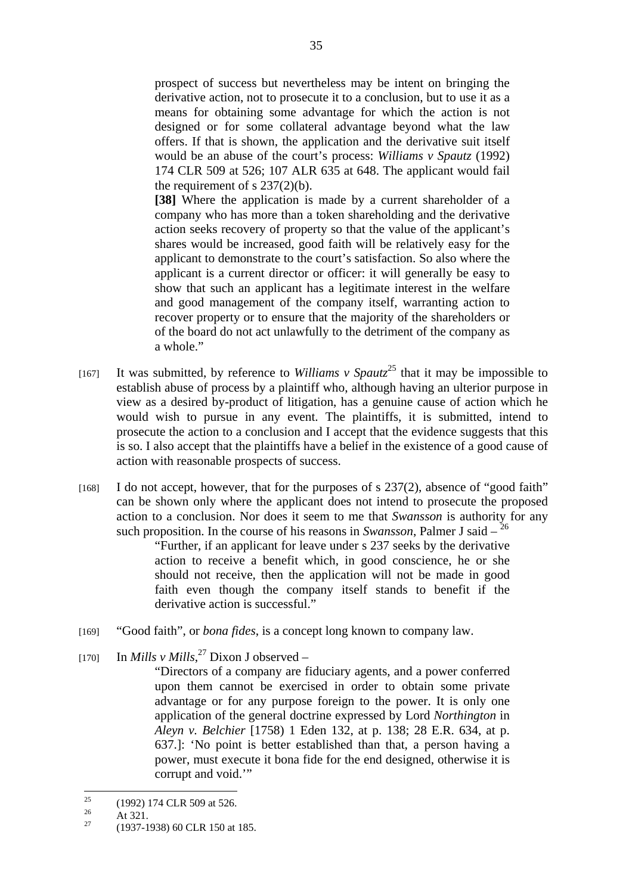> prospect of success but nevertheless may be intent on bringing the derivative action, not to prosecute it to a conclusion, but to use it as a means for obtaining some advantage for which the action is not designed or for some collateral advantage beyond what the law offers. If that is shown, the application and the derivative suit itself would be an abuse of the court's process: *Williams v Spautz* (1992) 174 CLR 509 at 526; 107 ALR 635 at 648. The applicant would fail the requirement of s 237(2)(b).
>
> **[38]** Where the application is made by a current shareholder of a company who has more than a token shareholding and the derivative action seeks recovery of property so that the value of the applicant's shares would be increased, good faith will be relatively easy for the applicant to demonstrate to the court's satisfaction. So also where the applicant is a current director or officer: it will generally be easy to show that such an applicant has a legitimate interest in the welfare and good management of the company itself, warranting action to recover property or to ensure that the majority of the shareholders or of the board do not act unlawfully to the detriment of the company as a whole."

[167] It was submitted, by reference to *Williams v Spautz*[25] that it may be impossible to establish abuse of process by a plaintiff who, although having an ulterior purpose in view as a desired by-product of litigation, has a genuine cause of action which he would wish to pursue in any event. The plaintiffs, it is submitted, intend to prosecute the action to a conclusion and I accept that the evidence suggests that this is so. I also accept that the plaintiffs have a belief in the existence of a good cause of action with reasonable prospects of success.

[168] I do not accept, however, that for the purposes of s 237(2), absence of "good faith" can be shown only where the applicant does not intend to prosecute the proposed action to a conclusion. Nor does it seem to me that *Swansson* is authority for any such proposition. In the course of his reasons in *Swansson*, Palmer J said –[26]

> "Further, if an applicant for leave under s 237 seeks by the derivative action to receive a benefit which, in good conscience, he or she should not receive, then the application will not be made in good faith even though the company itself stands to benefit if the derivative action is successful."

[169] "Good faith", or *bona fides*, is a concept long known to company law.

[170] In *Mills v Mills*,[27] Dixon J observed –

> "Directors of a company are fiduciary agents, and a power conferred upon them cannot be exercised in order to obtain some private advantage or for any purpose foreign to the power. It is only one application of the general doctrine expressed by Lord *Northington* in *Aleyn v. Belchier* [1758) 1 Eden 132, at p. 138; 28 E.R. 634, at p. 637.]: 'No point is better established than that, a person having a power, must execute it bona fide for the end designed, otherwise it is corrupt and void.'"

---

[25] (1992) 174 CLR 509 at 526.

[26] At 321.

[27] (1937-1938) 60 CLR 150 at 185.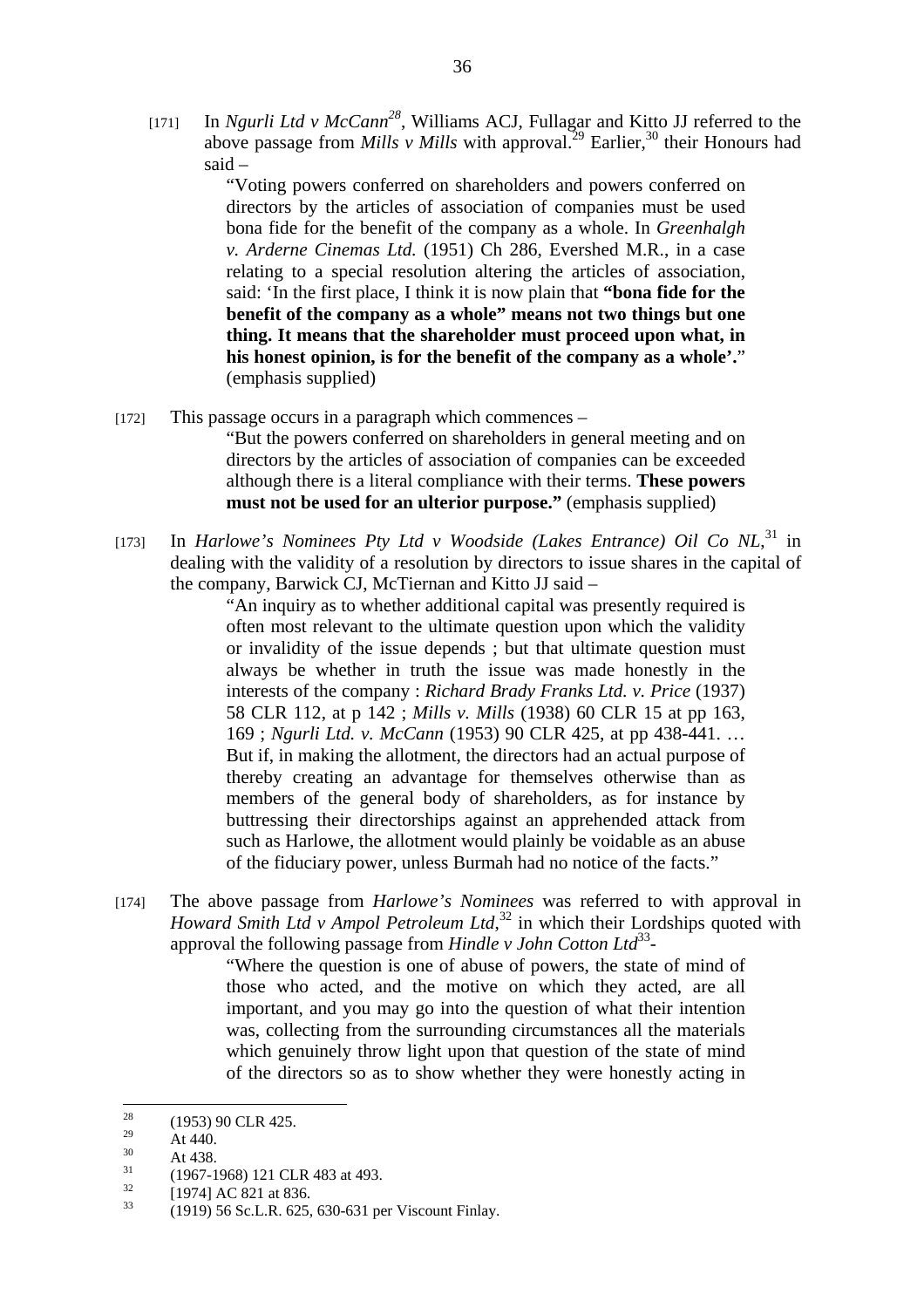[171] In *Ngurli Ltd v McCann*[28], Williams ACJ, Fullagar and Kitto JJ referred to the above passage from *Mills v Mills* with approval.[29] Earlier,[30] their Honours had said –

> "Voting powers conferred on shareholders and powers conferred on directors by the articles of association of companies must be used bona fide for the benefit of the company as a whole. In *Greenhalgh v. Arderne Cinemas Ltd.* (1951) Ch 286, Evershed M.R., in a case relating to a special resolution altering the articles of association, said: 'In the first place, I think it is now plain that **"bona fide for the benefit of the company as a whole" means not two things but one thing. It means that the shareholder must proceed upon what, in his honest opinion, is for the benefit of the company as a whole'.**" (emphasis supplied)

[172] This passage occurs in a paragraph which commences –

> "But the powers conferred on shareholders in general meeting and on directors by the articles of association of companies can be exceeded although there is a literal compliance with their terms. **These powers must not be used for an ulterior purpose."** (emphasis supplied)

[173] In *Harlowe's Nominees Pty Ltd v Woodside (Lakes Entrance) Oil Co NL*,[31] in dealing with the validity of a resolution by directors to issue shares in the capital of the company, Barwick CJ, McTiernan and Kitto JJ said –

> "An inquiry as to whether additional capital was presently required is often most relevant to the ultimate question upon which the validity or invalidity of the issue depends ; but that ultimate question must always be whether in truth the issue was made honestly in the interests of the company : *Richard Brady Franks Ltd. v. Price* (1937) 58 CLR 112, at p 142 ; *Mills v. Mills* (1938) 60 CLR 15 at pp 163, 169 ; *Ngurli Ltd. v. McCann* (1953) 90 CLR 425, at pp 438-441. … But if, in making the allotment, the directors had an actual purpose of thereby creating an advantage for themselves otherwise than as members of the general body of shareholders, as for instance by buttressing their directorships against an apprehended attack from such as Harlowe, the allotment would plainly be voidable as an abuse of the fiduciary power, unless Burmah had no notice of the facts."

[174] The above passage from *Harlowe's Nominees* was referred to with approval in *Howard Smith Ltd v Ampol Petroleum Ltd*,[32] in which their Lordships quoted with approval the following passage from *Hindle v John Cotton Ltd*[33]-

> "Where the question is one of abuse of powers, the state of mind of those who acted, and the motive on which they acted, are all important, and you may go into the question of what their intention was, collecting from the surrounding circumstances all the materials which genuinely throw light upon that question of the state of mind of the directors so as to show whether they were honestly acting in

---

[28] (1953) 90 CLR 425.

[29] At 440.

[30] At 438.

[31] (1967-1968) 121 CLR 483 at 493.

[32] [1974] AC 821 at 836.

[33] (1919) 56 Sc.L.R. 625, 630-631 per Viscount Finlay.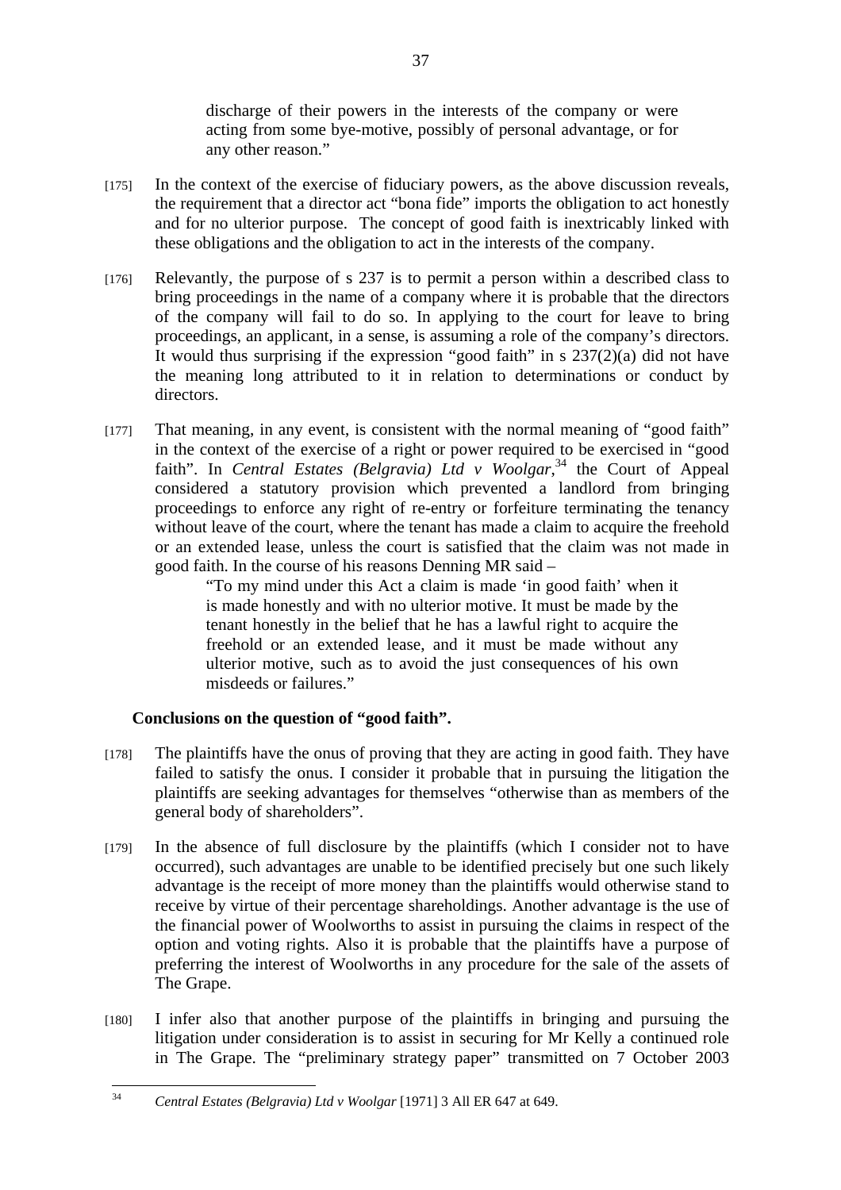> discharge of their powers in the interests of the company or were acting from some bye-motive, possibly of personal advantage, or for any other reason."

[175] In the context of the exercise of fiduciary powers, as the above discussion reveals, the requirement that a director act "bona fide" imports the obligation to act honestly and for no ulterior purpose. The concept of good faith is inextricably linked with these obligations and the obligation to act in the interests of the company.

[176] Relevantly, the purpose of s 237 is to permit a person within a described class to bring proceedings in the name of a company where it is probable that the directors of the company will fail to do so. In applying to the court for leave to bring proceedings, an applicant, in a sense, is assuming a role of the company's directors. It would thus surprising if the expression "good faith" in s 237(2)(a) did not have the meaning long attributed to it in relation to determinations or conduct by directors.

[177] That meaning, in any event, is consistent with the normal meaning of "good faith" in the context of the exercise of a right or power required to be exercised in "good faith". In *Central Estates (Belgravia) Ltd v Woolgar*,[34] the Court of Appeal considered a statutory provision which prevented a landlord from bringing proceedings to enforce any right of re-entry or forfeiture terminating the tenancy without leave of the court, where the tenant has made a claim to acquire the freehold or an extended lease, unless the court is satisfied that the claim was not made in good faith. In the course of his reasons Denning MR said –

> "To my mind under this Act a claim is made 'in good faith' when it is made honestly and with no ulterior motive. It must be made by the tenant honestly in the belief that he has a lawful right to acquire the freehold or an extended lease, and it must be made without any ulterior motive, such as to avoid the just consequences of his own misdeeds or failures."

**Conclusions on the question of "good faith".**

[178] The plaintiffs have the onus of proving that they are acting in good faith. They have failed to satisfy the onus. I consider it probable that in pursuing the litigation the plaintiffs are seeking advantages for themselves "otherwise than as members of the general body of shareholders".

[179] In the absence of full disclosure by the plaintiffs (which I consider not to have occurred), such advantages are unable to be identified precisely but one such likely advantage is the receipt of more money than the plaintiffs would otherwise stand to receive by virtue of their percentage shareholdings. Another advantage is the use of the financial power of Woolworths to assist in pursuing the claims in respect of the option and voting rights. Also it is probable that the plaintiffs have a purpose of preferring the interest of Woolworths in any procedure for the sale of the assets of The Grape.

[180] I infer also that another purpose of the plaintiffs in bringing and pursuing the litigation under consideration is to assist in securing for Mr Kelly a continued role in The Grape. The "preliminary strategy paper" transmitted on 7 October 2003

---

[34] *Central Estates (Belgravia) Ltd v Woolgar* [1971] 3 All ER 647 at 649.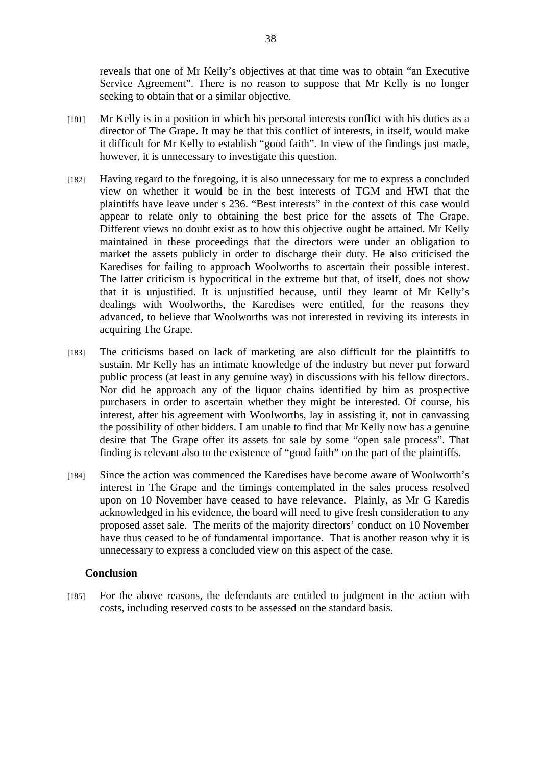reveals that one of Mr Kelly's objectives at that time was to obtain "an Executive Service Agreement". There is no reason to suppose that Mr Kelly is no longer seeking to obtain that or a similar objective.

[181] Mr Kelly is in a position in which his personal interests conflict with his duties as a director of The Grape. It may be that this conflict of interests, in itself, would make it difficult for Mr Kelly to establish "good faith". In view of the findings just made, however, it is unnecessary to investigate this question.

[182] Having regard to the foregoing, it is also unnecessary for me to express a concluded view on whether it would be in the best interests of TGM and HWI that the plaintiffs have leave under s 236. "Best interests" in the context of this case would appear to relate only to obtaining the best price for the assets of The Grape. Different views no doubt exist as to how this objective ought be attained. Mr Kelly maintained in these proceedings that the directors were under an obligation to market the assets publicly in order to discharge their duty. He also criticised the Karedises for failing to approach Woolworths to ascertain their possible interest. The latter criticism is hypocritical in the extreme but that, of itself, does not show that it is unjustified. It is unjustified because, until they learnt of Mr Kelly's dealings with Woolworths, the Karedises were entitled, for the reasons they advanced, to believe that Woolworths was not interested in reviving its interests in acquiring The Grape.

[183] The criticisms based on lack of marketing are also difficult for the plaintiffs to sustain. Mr Kelly has an intimate knowledge of the industry but never put forward public process (at least in any genuine way) in discussions with his fellow directors. Nor did he approach any of the liquor chains identified by him as prospective purchasers in order to ascertain whether they might be interested. Of course, his interest, after his agreement with Woolworths, lay in assisting it, not in canvassing the possibility of other bidders. I am unable to find that Mr Kelly now has a genuine desire that The Grape offer its assets for sale by some "open sale process". That finding is relevant also to the existence of "good faith" on the part of the plaintiffs.

[184] Since the action was commenced the Karedises have become aware of Woolworth's interest in The Grape and the timings contemplated in the sales process resolved upon on 10 November have ceased to have relevance. Plainly, as Mr G Karedis acknowledged in his evidence, the board will need to give fresh consideration to any proposed asset sale. The merits of the majority directors' conduct on 10 November have thus ceased to be of fundamental importance. That is another reason why it is unnecessary to express a concluded view on this aspect of the case.

## Conclusion

[185] For the above reasons, the defendants are entitled to judgment in the action with costs, including reserved costs to be assessed on the standard basis.